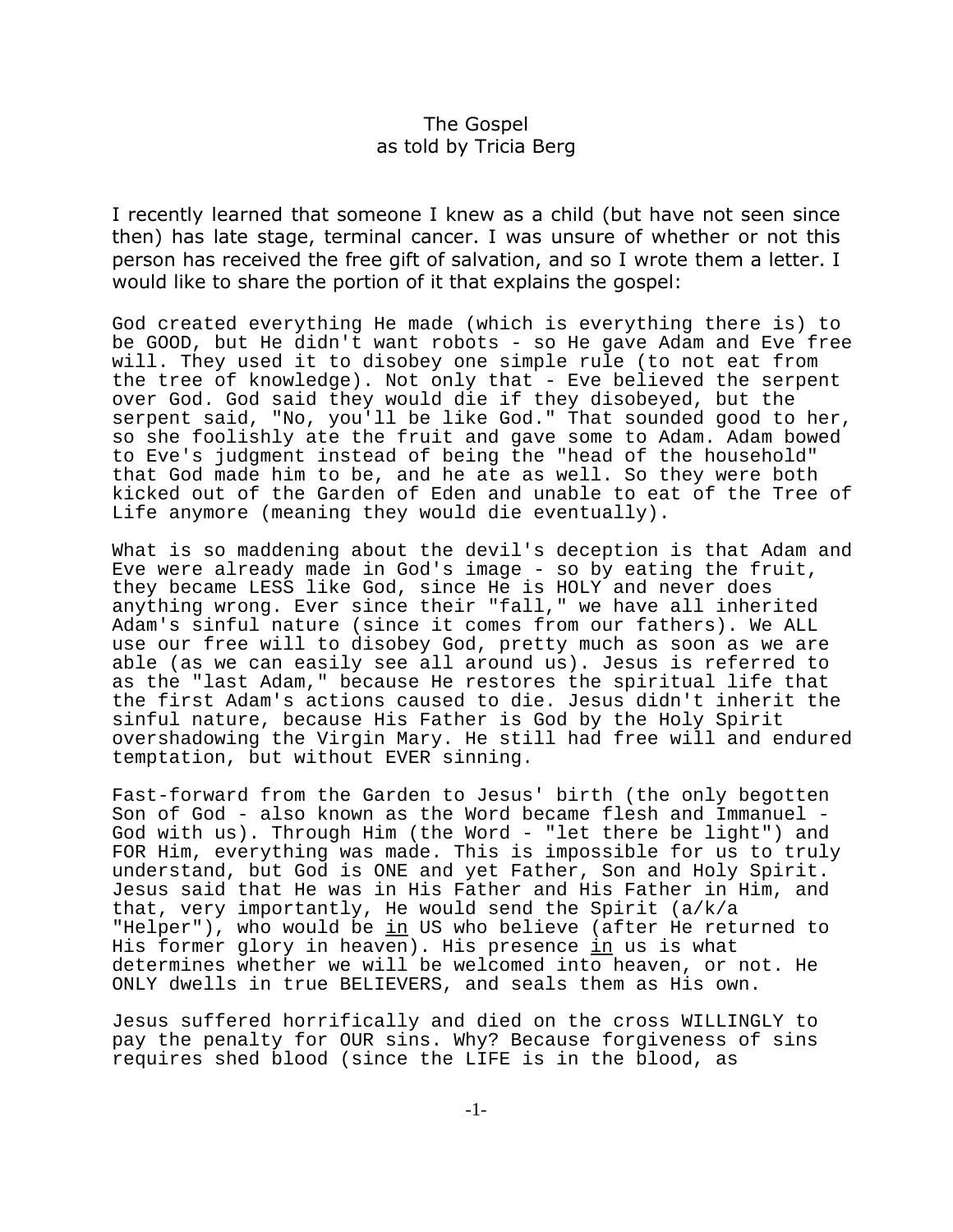# The Gospel
## as told by Tricia Berg

I recently learned that someone I knew as a child (but have not seen since then) has late stage, terminal cancer. I was unsure of whether or not this person has received the free gift of salvation, and so I wrote them a letter. I would like to share the portion of it that explains the gospel:

God created everything He made (which is everything there is) to be GOOD, but He didn't want robots - so He gave Adam and Eve free will. They used it to disobey one simple rule (to not eat from the tree of knowledge). Not only that - Eve believed the serpent over God. God said they would die if they disobeyed, but the serpent said, "No, you'll be like God." That sounded good to her, so she foolishly ate the fruit and gave some to Adam. Adam bowed to Eve's judgment instead of being the "head of the household" that God made him to be, and he ate as well. So they were both kicked out of the Garden of Eden and unable to eat of the Tree of Life anymore (meaning they would die eventually).

What is so maddening about the devil's deception is that Adam and Eve were already made in God's image - so by eating the fruit, they became LESS like God, since He is HOLY and never does anything wrong. Ever since their "fall," we have all inherited Adam's sinful nature (since it comes from our fathers). We ALL use our free will to disobey God, pretty much as soon as we are able (as we can easily see all around us). Jesus is referred to as the "last Adam," because He restores the spiritual life that the first Adam's actions caused to die. Jesus didn't inherit the sinful nature, because His Father is God by the Holy Spirit overshadowing the Virgin Mary. He still had free will and endured temptation, but without EVER sinning.

Fast-forward from the Garden to Jesus' birth (the only begotten Son of God - also known as the Word became flesh and Immanuel - God with us). Through Him (the Word - "let there be light") and FOR Him, everything was made. This is impossible for us to truly understand, but God is ONE and yet Father, Son and Holy Spirit. Jesus said that He was in His Father and His Father in Him, and that, very importantly, He would send the Spirit (a/k/a "Helper"), who would be <u>in</u> US who believe (after He returned to His former glory in heaven). His presence <u>in</u> us is what determines whether we will be welcomed into heaven, or not. He ONLY dwells in true BELIEVERS, and seals them as His own.

Jesus suffered horrifically and died on the cross WILLINGLY to pay the penalty for OUR sins. Why? Because forgiveness of sins requires shed blood (since the LIFE is in the blood, as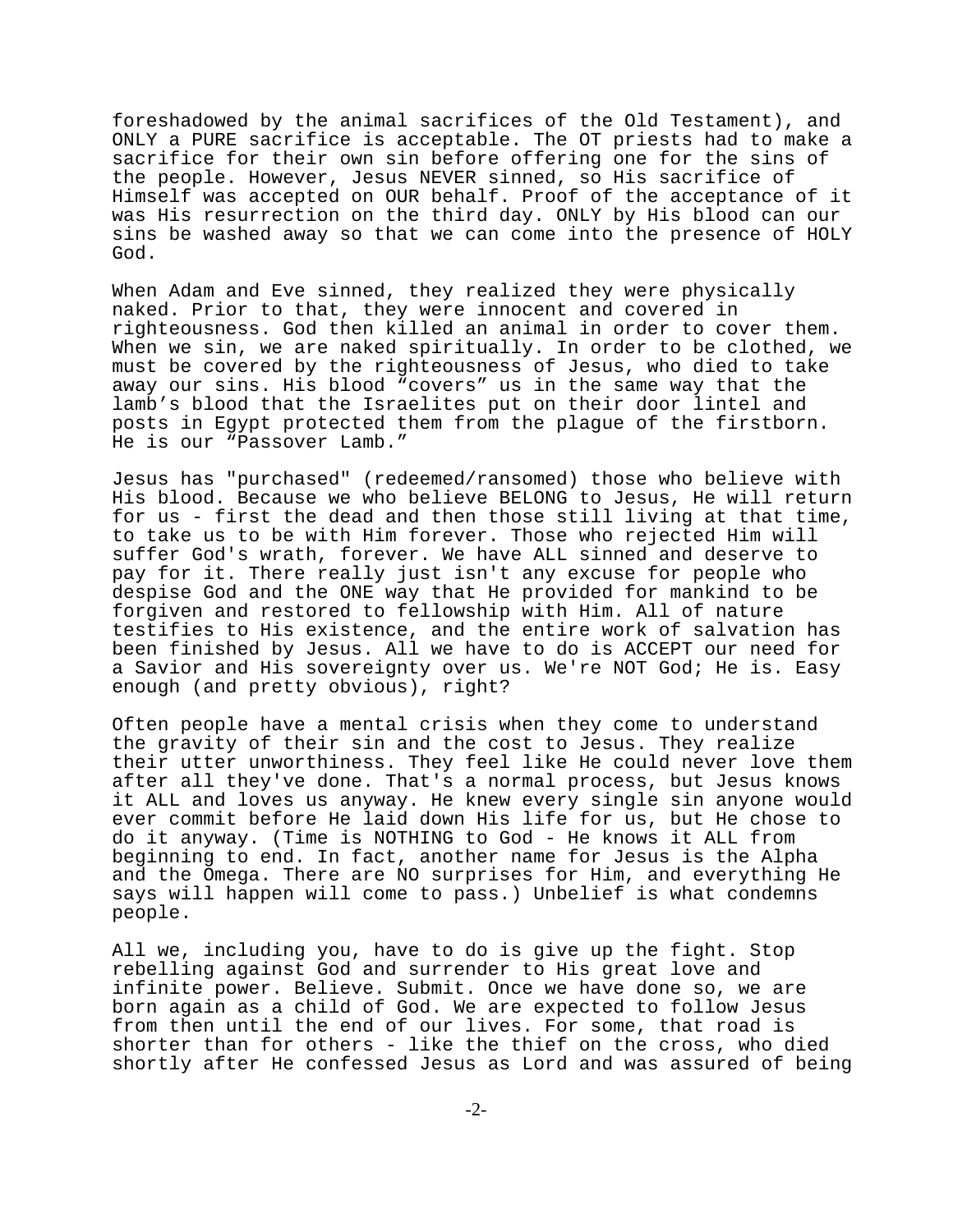foreshadowed by the animal sacrifices of the Old Testament), and ONLY a PURE sacrifice is acceptable. The OT priests had to make a sacrifice for their own sin before offering one for the sins of the people. However, Jesus NEVER sinned, so His sacrifice of Himself was accepted on OUR behalf. Proof of the acceptance of it was His resurrection on the third day. ONLY by His blood can our sins be washed away so that we can come into the presence of HOLY God.

When Adam and Eve sinned, they realized they were physically naked. Prior to that, they were innocent and covered in righteousness. God then killed an animal in order to cover them. When we sin, we are naked spiritually. In order to be clothed, we must be covered by the righteousness of Jesus, who died to take away our sins. His blood "covers" us in the same way that the lamb's blood that the Israelites put on their door lintel and posts in Egypt protected them from the plague of the firstborn. He is our "Passover Lamb."

Jesus has "purchased" (redeemed/ransomed) those who believe with His blood. Because we who believe BELONG to Jesus, He will return for us - first the dead and then those still living at that time, to take us to be with Him forever. Those who rejected Him will suffer God's wrath, forever. We have ALL sinned and deserve to pay for it. There really just isn't any excuse for people who despise God and the ONE way that He provided for mankind to be forgiven and restored to fellowship with Him. All of nature testifies to His existence, and the entire work of salvation has been finished by Jesus. All we have to do is ACCEPT our need for a Savior and His sovereignty over us. We're NOT God; He is. Easy enough (and pretty obvious), right?

Often people have a mental crisis when they come to understand the gravity of their sin and the cost to Jesus. They realize their utter unworthiness. They feel like He could never love them after all they've done. That's a normal process, but Jesus knows it ALL and loves us anyway. He knew every single sin anyone would ever commit before He laid down His life for us, but He chose to do it anyway. (Time is NOTHING to God - He knows it ALL from beginning to end. In fact, another name for Jesus is the Alpha and the Omega. There are NO surprises for Him, and everything He says will happen will come to pass.) Unbelief is what condemns people.

All we, including you, have to do is give up the fight. Stop rebelling against God and surrender to His great love and infinite power. Believe. Submit. Once we have done so, we are born again as a child of God. We are expected to follow Jesus from then until the end of our lives. For some, that road is shorter than for others - like the thief on the cross, who died shortly after He confessed Jesus as Lord and was assured of being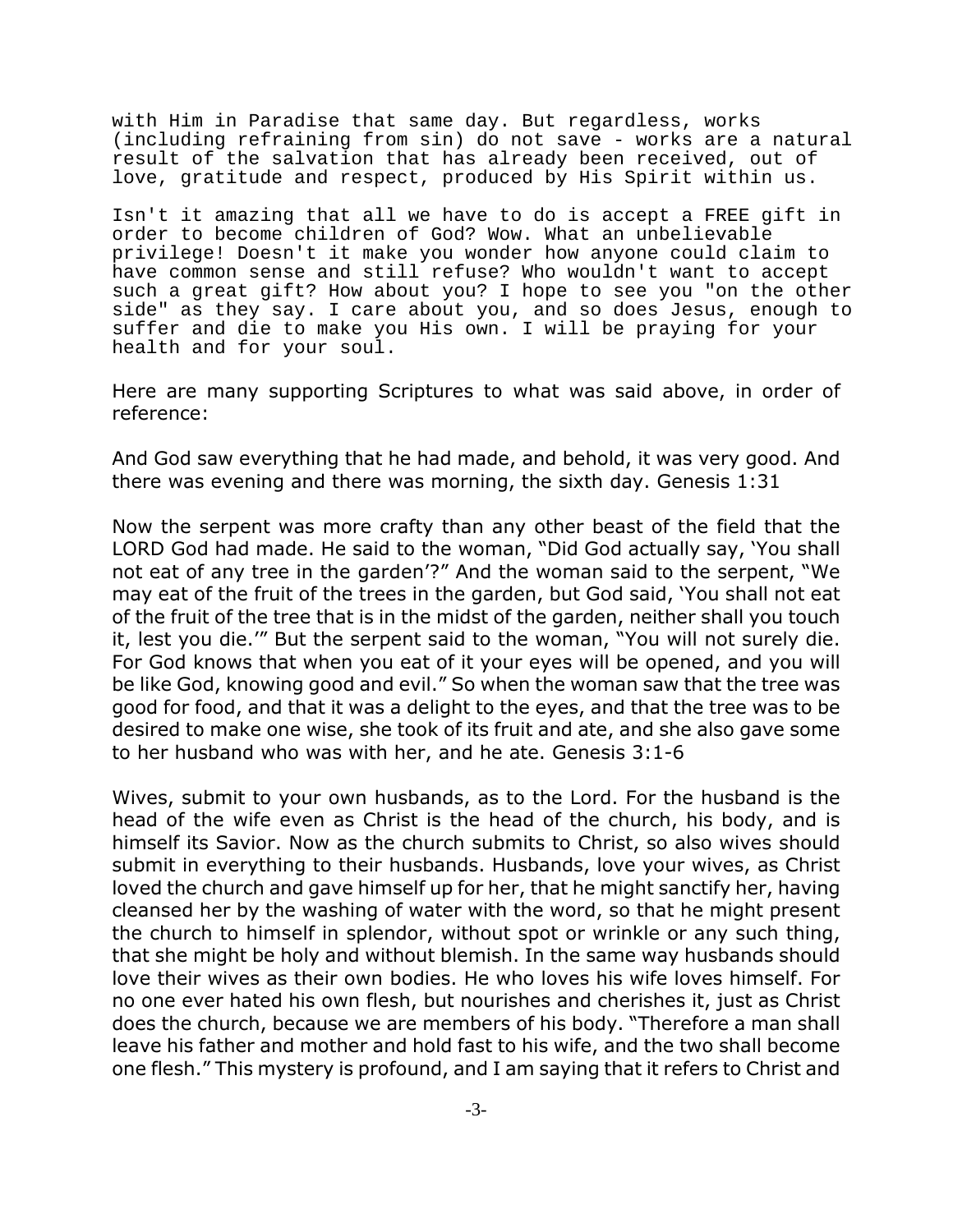with Him in Paradise that same day. But regardless, works (including refraining from sin) do not save - works are a natural result of the salvation that has already been received, out of love, gratitude and respect, produced by His Spirit within us.

Isn't it amazing that all we have to do is accept a FREE gift in order to become children of God? Wow. What an unbelievable privilege! Doesn't it make you wonder how anyone could claim to have common sense and still refuse? Who wouldn't want to accept such a great gift? How about you? I hope to see you "on the other side" as they say. I care about you, and so does Jesus, enough to suffer and die to make you His own. I will be praying for your health and for your soul.

Here are many supporting Scriptures to what was said above, in order of reference:

And God saw everything that he had made, and behold, it was very good. And there was evening and there was morning, the sixth day. Genesis 1:31

Now the serpent was more crafty than any other beast of the field that the LORD God had made. He said to the woman, "Did God actually say, 'You shall not eat of any tree in the garden'?" And the woman said to the serpent, "We may eat of the fruit of the trees in the garden, but God said, 'You shall not eat of the fruit of the tree that is in the midst of the garden, neither shall you touch it, lest you die.'" But the serpent said to the woman, "You will not surely die. For God knows that when you eat of it your eyes will be opened, and you will be like God, knowing good and evil." So when the woman saw that the tree was good for food, and that it was a delight to the eyes, and that the tree was to be desired to make one wise, she took of its fruit and ate, and she also gave some to her husband who was with her, and he ate. Genesis 3:1-6

Wives, submit to your own husbands, as to the Lord. For the husband is the head of the wife even as Christ is the head of the church, his body, and is himself its Savior. Now as the church submits to Christ, so also wives should submit in everything to their husbands. Husbands, love your wives, as Christ loved the church and gave himself up for her, that he might sanctify her, having cleansed her by the washing of water with the word, so that he might present the church to himself in splendor, without spot or wrinkle or any such thing, that she might be holy and without blemish. In the same way husbands should love their wives as their own bodies. He who loves his wife loves himself. For no one ever hated his own flesh, but nourishes and cherishes it, just as Christ does the church, because we are members of his body. "Therefore a man shall leave his father and mother and hold fast to his wife, and the two shall become one flesh." This mystery is profound, and I am saying that it refers to Christ and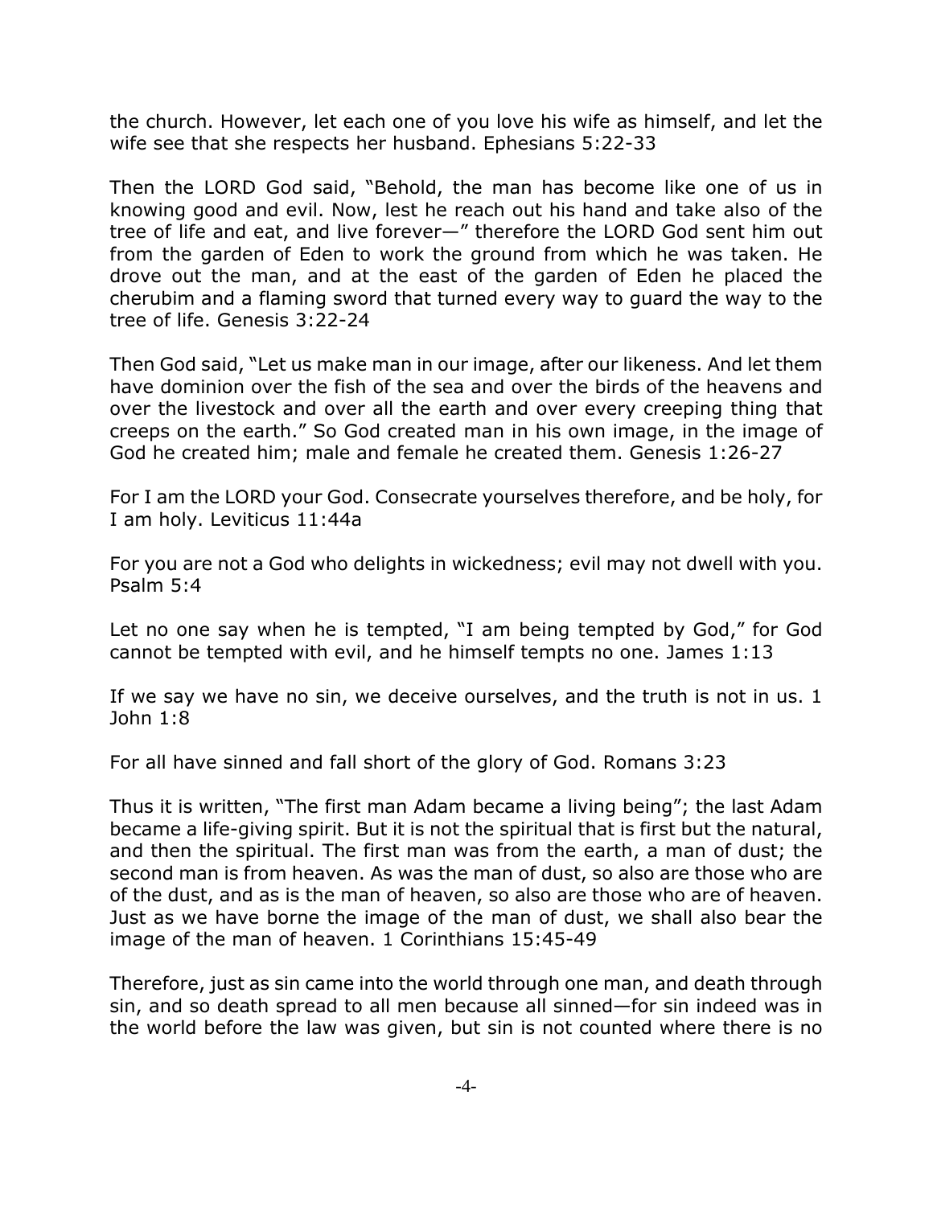the church. However, let each one of you love his wife as himself, and let the wife see that she respects her husband. Ephesians 5:22-33

Then the LORD God said, "Behold, the man has become like one of us in knowing good and evil. Now, lest he reach out his hand and take also of the tree of life and eat, and live forever—" therefore the LORD God sent him out from the garden of Eden to work the ground from which he was taken. He drove out the man, and at the east of the garden of Eden he placed the cherubim and a flaming sword that turned every way to guard the way to the tree of life. Genesis 3:22-24

Then God said, "Let us make man in our image, after our likeness. And let them have dominion over the fish of the sea and over the birds of the heavens and over the livestock and over all the earth and over every creeping thing that creeps on the earth." So God created man in his own image, in the image of God he created him; male and female he created them. Genesis 1:26-27

For I am the LORD your God. Consecrate yourselves therefore, and be holy, for I am holy. Leviticus 11:44a

For you are not a God who delights in wickedness; evil may not dwell with you. Psalm 5:4

Let no one say when he is tempted, "I am being tempted by God," for God cannot be tempted with evil, and he himself tempts no one. James 1:13

If we say we have no sin, we deceive ourselves, and the truth is not in us. 1 John 1:8

For all have sinned and fall short of the glory of God. Romans 3:23

Thus it is written, "The first man Adam became a living being"; the last Adam became a life-giving spirit. But it is not the spiritual that is first but the natural, and then the spiritual. The first man was from the earth, a man of dust; the second man is from heaven. As was the man of dust, so also are those who are of the dust, and as is the man of heaven, so also are those who are of heaven. Just as we have borne the image of the man of dust, we shall also bear the image of the man of heaven. 1 Corinthians 15:45-49

Therefore, just as sin came into the world through one man, and death through sin, and so death spread to all men because all sinned—for sin indeed was in the world before the law was given, but sin is not counted where there is no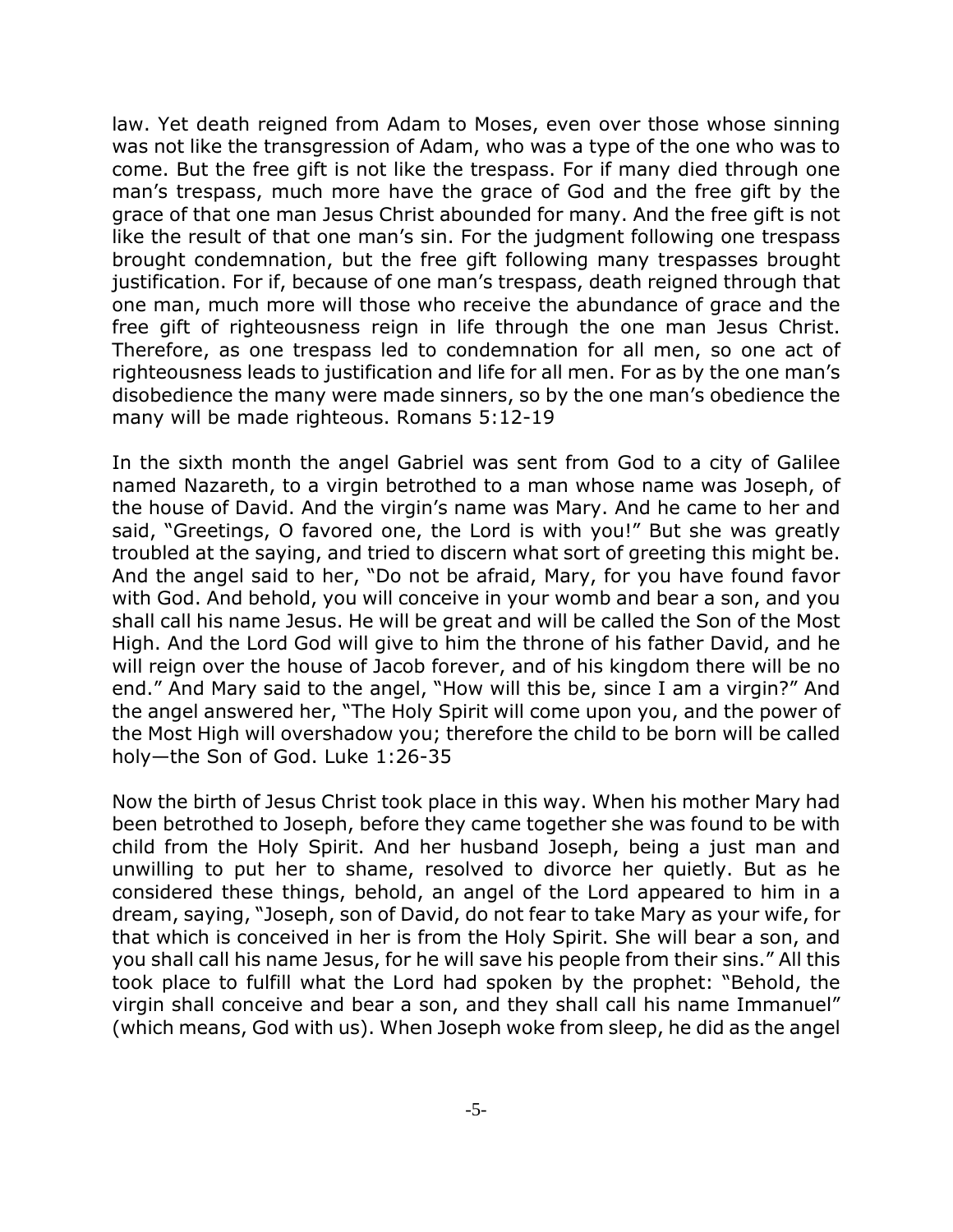law. Yet death reigned from Adam to Moses, even over those whose sinning was not like the transgression of Adam, who was a type of the one who was to come. But the free gift is not like the trespass. For if many died through one man's trespass, much more have the grace of God and the free gift by the grace of that one man Jesus Christ abounded for many. And the free gift is not like the result of that one man's sin. For the judgment following one trespass brought condemnation, but the free gift following many trespasses brought justification. For if, because of one man's trespass, death reigned through that one man, much more will those who receive the abundance of grace and the free gift of righteousness reign in life through the one man Jesus Christ. Therefore, as one trespass led to condemnation for all men, so one act of righteousness leads to justification and life for all men. For as by the one man's disobedience the many were made sinners, so by the one man's obedience the many will be made righteous. Romans 5:12-19

In the sixth month the angel Gabriel was sent from God to a city of Galilee named Nazareth, to a virgin betrothed to a man whose name was Joseph, of the house of David. And the virgin's name was Mary. And he came to her and said, "Greetings, O favored one, the Lord is with you!" But she was greatly troubled at the saying, and tried to discern what sort of greeting this might be. And the angel said to her, "Do not be afraid, Mary, for you have found favor with God. And behold, you will conceive in your womb and bear a son, and you shall call his name Jesus. He will be great and will be called the Son of the Most High. And the Lord God will give to him the throne of his father David, and he will reign over the house of Jacob forever, and of his kingdom there will be no end." And Mary said to the angel, "How will this be, since I am a virgin?" And the angel answered her, "The Holy Spirit will come upon you, and the power of the Most High will overshadow you; therefore the child to be born will be called holy—the Son of God. Luke 1:26-35

Now the birth of Jesus Christ took place in this way. When his mother Mary had been betrothed to Joseph, before they came together she was found to be with child from the Holy Spirit. And her husband Joseph, being a just man and unwilling to put her to shame, resolved to divorce her quietly. But as he considered these things, behold, an angel of the Lord appeared to him in a dream, saying, "Joseph, son of David, do not fear to take Mary as your wife, for that which is conceived in her is from the Holy Spirit. She will bear a son, and you shall call his name Jesus, for he will save his people from their sins." All this took place to fulfill what the Lord had spoken by the prophet: "Behold, the virgin shall conceive and bear a son, and they shall call his name Immanuel" (which means, God with us). When Joseph woke from sleep, he did as the angel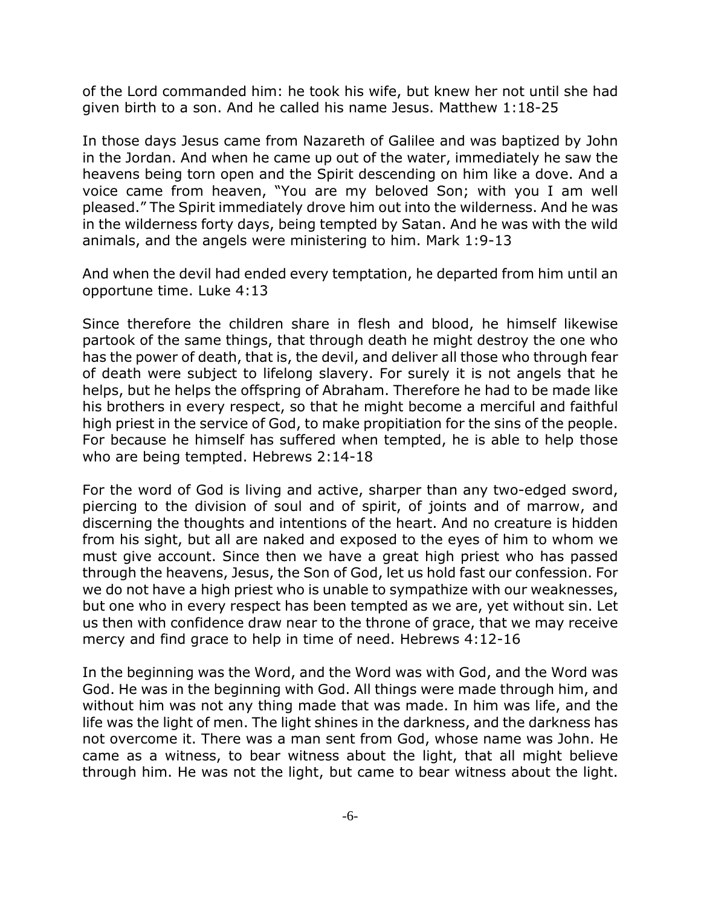of the Lord commanded him: he took his wife, but knew her not until she had given birth to a son. And he called his name Jesus. Matthew 1:18-25

In those days Jesus came from Nazareth of Galilee and was baptized by John in the Jordan. And when he came up out of the water, immediately he saw the heavens being torn open and the Spirit descending on him like a dove. And a voice came from heaven, "You are my beloved Son; with you I am well pleased." The Spirit immediately drove him out into the wilderness. And he was in the wilderness forty days, being tempted by Satan. And he was with the wild animals, and the angels were ministering to him. Mark 1:9-13

And when the devil had ended every temptation, he departed from him until an opportune time. Luke 4:13

Since therefore the children share in flesh and blood, he himself likewise partook of the same things, that through death he might destroy the one who has the power of death, that is, the devil, and deliver all those who through fear of death were subject to lifelong slavery. For surely it is not angels that he helps, but he helps the offspring of Abraham. Therefore he had to be made like his brothers in every respect, so that he might become a merciful and faithful high priest in the service of God, to make propitiation for the sins of the people. For because he himself has suffered when tempted, he is able to help those who are being tempted. Hebrews 2:14-18

For the word of God is living and active, sharper than any two-edged sword, piercing to the division of soul and of spirit, of joints and of marrow, and discerning the thoughts and intentions of the heart. And no creature is hidden from his sight, but all are naked and exposed to the eyes of him to whom we must give account. Since then we have a great high priest who has passed through the heavens, Jesus, the Son of God, let us hold fast our confession. For we do not have a high priest who is unable to sympathize with our weaknesses, but one who in every respect has been tempted as we are, yet without sin. Let us then with confidence draw near to the throne of grace, that we may receive mercy and find grace to help in time of need. Hebrews 4:12-16

In the beginning was the Word, and the Word was with God, and the Word was God. He was in the beginning with God. All things were made through him, and without him was not any thing made that was made. In him was life, and the life was the light of men. The light shines in the darkness, and the darkness has not overcome it. There was a man sent from God, whose name was John. He came as a witness, to bear witness about the light, that all might believe through him. He was not the light, but came to bear witness about the light.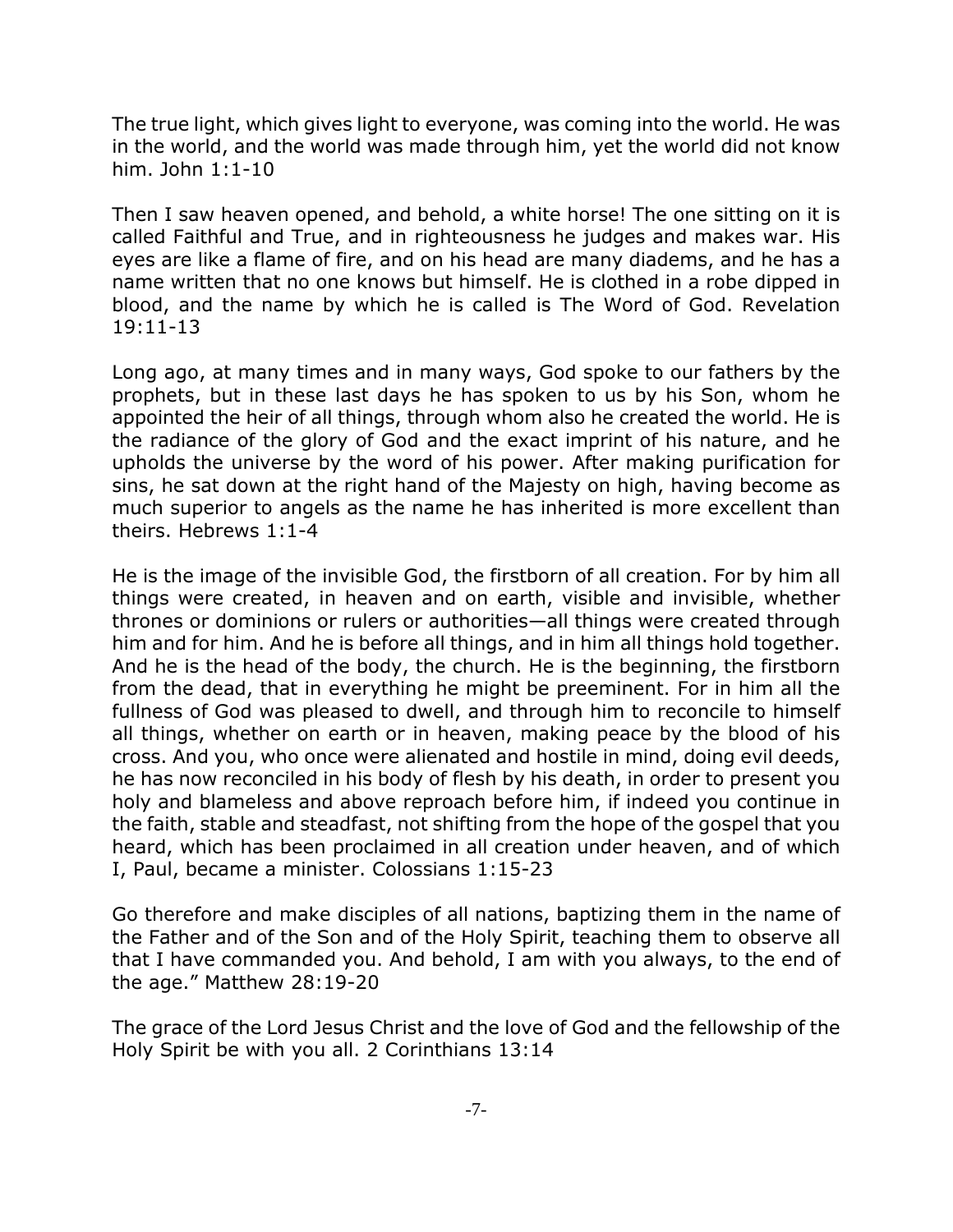The true light, which gives light to everyone, was coming into the world. He was in the world, and the world was made through him, yet the world did not know him. John 1:1-10

Then I saw heaven opened, and behold, a white horse! The one sitting on it is called Faithful and True, and in righteousness he judges and makes war. His eyes are like a flame of fire, and on his head are many diadems, and he has a name written that no one knows but himself. He is clothed in a robe dipped in blood, and the name by which he is called is The Word of God. Revelation 19:11-13

Long ago, at many times and in many ways, God spoke to our fathers by the prophets, but in these last days he has spoken to us by his Son, whom he appointed the heir of all things, through whom also he created the world. He is the radiance of the glory of God and the exact imprint of his nature, and he upholds the universe by the word of his power. After making purification for sins, he sat down at the right hand of the Majesty on high, having become as much superior to angels as the name he has inherited is more excellent than theirs. Hebrews 1:1-4

He is the image of the invisible God, the firstborn of all creation. For by him all things were created, in heaven and on earth, visible and invisible, whether thrones or dominions or rulers or authorities—all things were created through him and for him. And he is before all things, and in him all things hold together. And he is the head of the body, the church. He is the beginning, the firstborn from the dead, that in everything he might be preeminent. For in him all the fullness of God was pleased to dwell, and through him to reconcile to himself all things, whether on earth or in heaven, making peace by the blood of his cross. And you, who once were alienated and hostile in mind, doing evil deeds, he has now reconciled in his body of flesh by his death, in order to present you holy and blameless and above reproach before him, if indeed you continue in the faith, stable and steadfast, not shifting from the hope of the gospel that you heard, which has been proclaimed in all creation under heaven, and of which I, Paul, became a minister. Colossians 1:15-23

Go therefore and make disciples of all nations, baptizing them in the name of the Father and of the Son and of the Holy Spirit, teaching them to observe all that I have commanded you. And behold, I am with you always, to the end of the age." Matthew 28:19-20

The grace of the Lord Jesus Christ and the love of God and the fellowship of the Holy Spirit be with you all. 2 Corinthians 13:14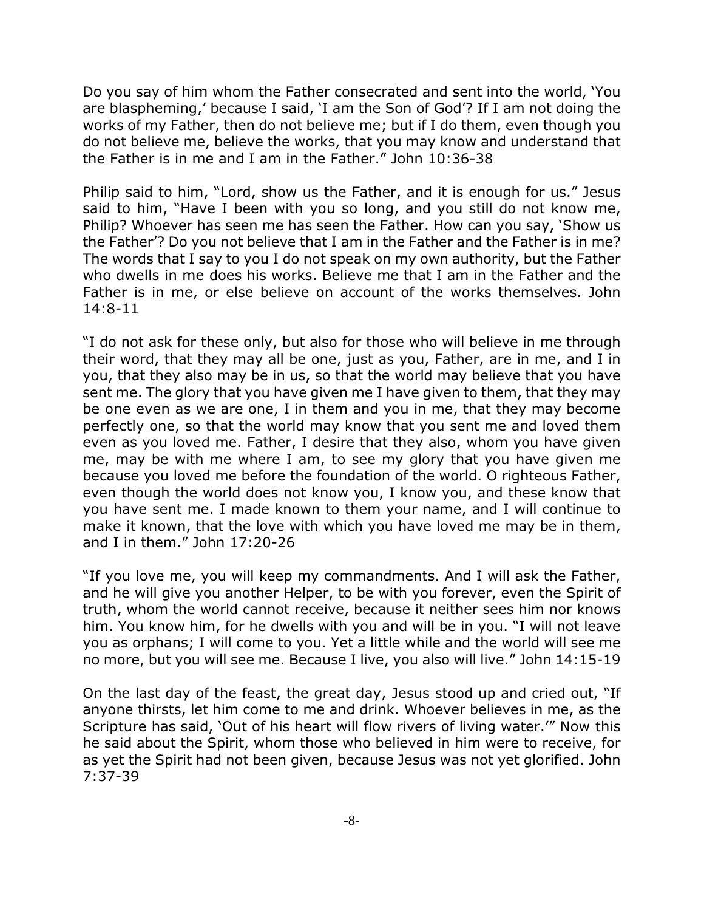Do you say of him whom the Father consecrated and sent into the world, 'You are blaspheming,' because I said, 'I am the Son of God'? If I am not doing the works of my Father, then do not believe me; but if I do them, even though you do not believe me, believe the works, that you may know and understand that the Father is in me and I am in the Father." John 10:36-38

Philip said to him, "Lord, show us the Father, and it is enough for us." Jesus said to him, "Have I been with you so long, and you still do not know me, Philip? Whoever has seen me has seen the Father. How can you say, 'Show us the Father'? Do you not believe that I am in the Father and the Father is in me? The words that I say to you I do not speak on my own authority, but the Father who dwells in me does his works. Believe me that I am in the Father and the Father is in me, or else believe on account of the works themselves. John 14:8-11

"I do not ask for these only, but also for those who will believe in me through their word, that they may all be one, just as you, Father, are in me, and I in you, that they also may be in us, so that the world may believe that you have sent me. The glory that you have given me I have given to them, that they may be one even as we are one, I in them and you in me, that they may become perfectly one, so that the world may know that you sent me and loved them even as you loved me. Father, I desire that they also, whom you have given me, may be with me where I am, to see my glory that you have given me because you loved me before the foundation of the world. O righteous Father, even though the world does not know you, I know you, and these know that you have sent me. I made known to them your name, and I will continue to make it known, that the love with which you have loved me may be in them, and I in them." John 17:20-26

"If you love me, you will keep my commandments. And I will ask the Father, and he will give you another Helper, to be with you forever, even the Spirit of truth, whom the world cannot receive, because it neither sees him nor knows him. You know him, for he dwells with you and will be in you. "I will not leave you as orphans; I will come to you. Yet a little while and the world will see me no more, but you will see me. Because I live, you also will live." John 14:15-19

On the last day of the feast, the great day, Jesus stood up and cried out, "If anyone thirsts, let him come to me and drink. Whoever believes in me, as the Scripture has said, 'Out of his heart will flow rivers of living water.'" Now this he said about the Spirit, whom those who believed in him were to receive, for as yet the Spirit had not been given, because Jesus was not yet glorified. John 7:37-39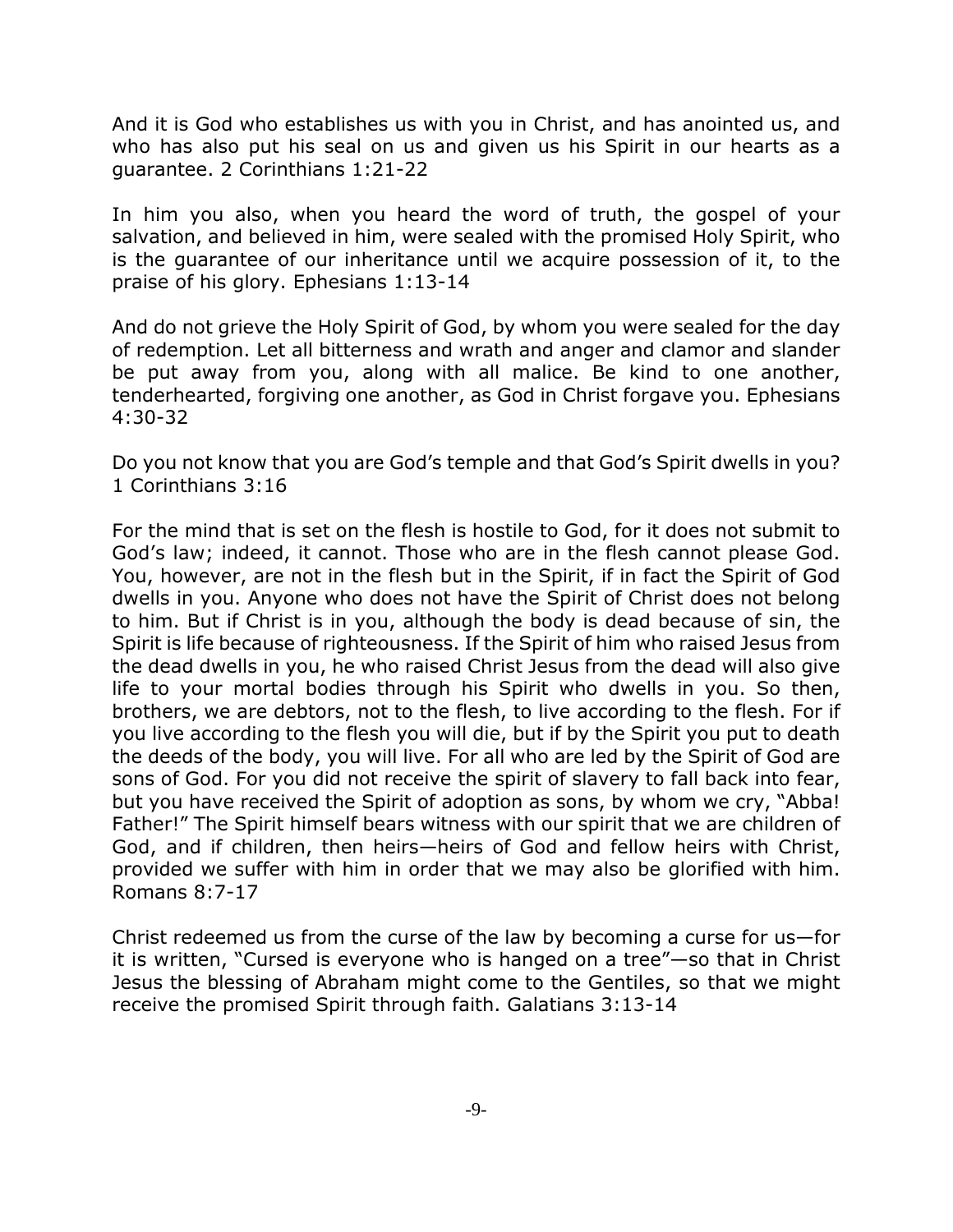And it is God who establishes us with you in Christ, and has anointed us, and who has also put his seal on us and given us his Spirit in our hearts as a guarantee. 2 Corinthians 1:21-22

In him you also, when you heard the word of truth, the gospel of your salvation, and believed in him, were sealed with the promised Holy Spirit, who is the guarantee of our inheritance until we acquire possession of it, to the praise of his glory. Ephesians 1:13-14

And do not grieve the Holy Spirit of God, by whom you were sealed for the day of redemption. Let all bitterness and wrath and anger and clamor and slander be put away from you, along with all malice. Be kind to one another, tenderhearted, forgiving one another, as God in Christ forgave you. Ephesians 4:30-32

Do you not know that you are God's temple and that God's Spirit dwells in you? 1 Corinthians 3:16

For the mind that is set on the flesh is hostile to God, for it does not submit to God's law; indeed, it cannot. Those who are in the flesh cannot please God. You, however, are not in the flesh but in the Spirit, if in fact the Spirit of God dwells in you. Anyone who does not have the Spirit of Christ does not belong to him. But if Christ is in you, although the body is dead because of sin, the Spirit is life because of righteousness. If the Spirit of him who raised Jesus from the dead dwells in you, he who raised Christ Jesus from the dead will also give life to your mortal bodies through his Spirit who dwells in you. So then, brothers, we are debtors, not to the flesh, to live according to the flesh. For if you live according to the flesh you will die, but if by the Spirit you put to death the deeds of the body, you will live. For all who are led by the Spirit of God are sons of God. For you did not receive the spirit of slavery to fall back into fear, but you have received the Spirit of adoption as sons, by whom we cry, "Abba! Father!" The Spirit himself bears witness with our spirit that we are children of God, and if children, then heirs—heirs of God and fellow heirs with Christ, provided we suffer with him in order that we may also be glorified with him. Romans 8:7-17

Christ redeemed us from the curse of the law by becoming a curse for us—for it is written, "Cursed is everyone who is hanged on a tree"—so that in Christ Jesus the blessing of Abraham might come to the Gentiles, so that we might receive the promised Spirit through faith. Galatians 3:13-14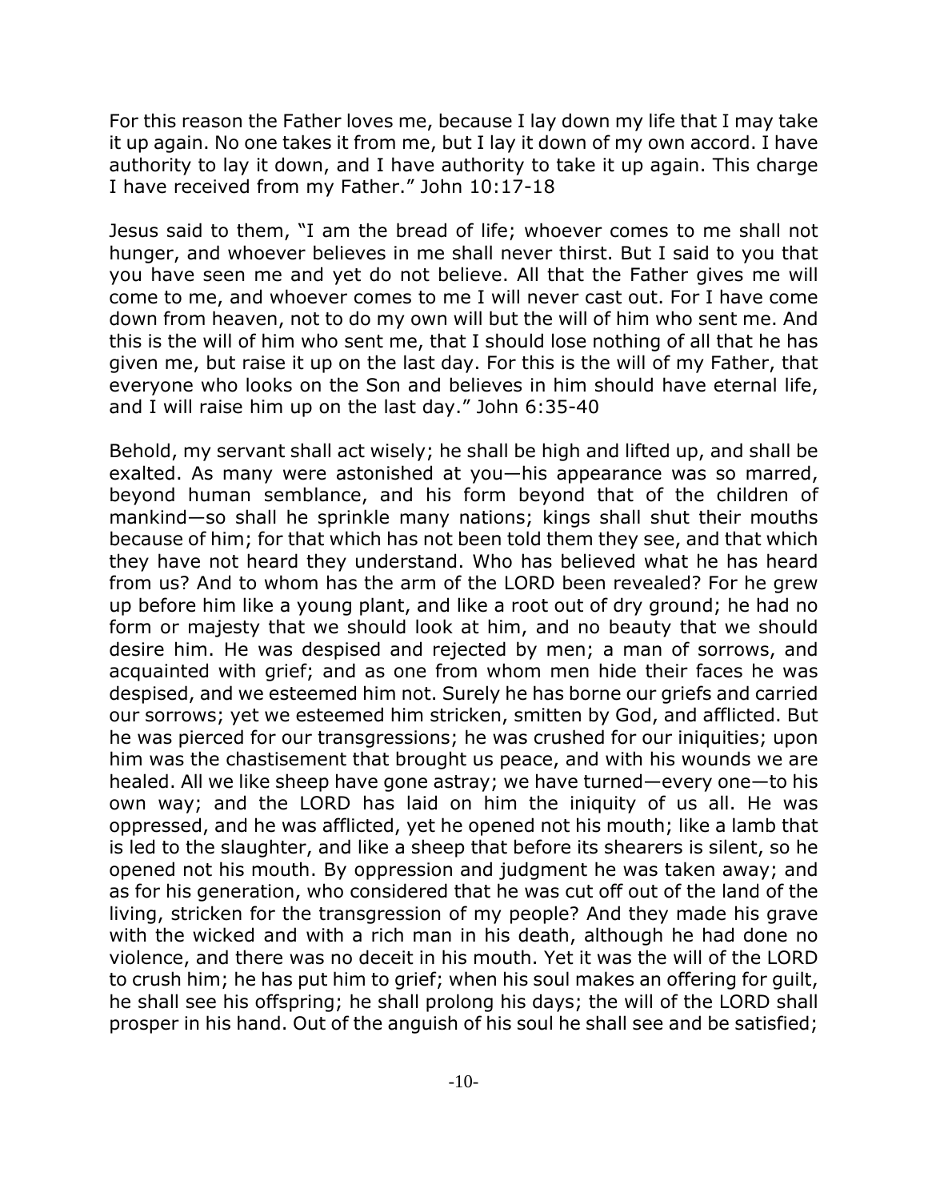For this reason the Father loves me, because I lay down my life that I may take it up again. No one takes it from me, but I lay it down of my own accord. I have authority to lay it down, and I have authority to take it up again. This charge I have received from my Father." John 10:17-18

Jesus said to them, "I am the bread of life; whoever comes to me shall not hunger, and whoever believes in me shall never thirst. But I said to you that you have seen me and yet do not believe. All that the Father gives me will come to me, and whoever comes to me I will never cast out. For I have come down from heaven, not to do my own will but the will of him who sent me. And this is the will of him who sent me, that I should lose nothing of all that he has given me, but raise it up on the last day. For this is the will of my Father, that everyone who looks on the Son and believes in him should have eternal life, and I will raise him up on the last day." John 6:35-40

Behold, my servant shall act wisely; he shall be high and lifted up, and shall be exalted. As many were astonished at you—his appearance was so marred, beyond human semblance, and his form beyond that of the children of mankind—so shall he sprinkle many nations; kings shall shut their mouths because of him; for that which has not been told them they see, and that which they have not heard they understand. Who has believed what he has heard from us? And to whom has the arm of the LORD been revealed? For he grew up before him like a young plant, and like a root out of dry ground; he had no form or majesty that we should look at him, and no beauty that we should desire him. He was despised and rejected by men; a man of sorrows, and acquainted with grief; and as one from whom men hide their faces he was despised, and we esteemed him not. Surely he has borne our griefs and carried our sorrows; yet we esteemed him stricken, smitten by God, and afflicted. But he was pierced for our transgressions; he was crushed for our iniquities; upon him was the chastisement that brought us peace, and with his wounds we are healed. All we like sheep have gone astray; we have turned—every one—to his own way; and the LORD has laid on him the iniquity of us all. He was oppressed, and he was afflicted, yet he opened not his mouth; like a lamb that is led to the slaughter, and like a sheep that before its shearers is silent, so he opened not his mouth. By oppression and judgment he was taken away; and as for his generation, who considered that he was cut off out of the land of the living, stricken for the transgression of my people? And they made his grave with the wicked and with a rich man in his death, although he had done no violence, and there was no deceit in his mouth. Yet it was the will of the LORD to crush him; he has put him to grief; when his soul makes an offering for guilt, he shall see his offspring; he shall prolong his days; the will of the LORD shall prosper in his hand. Out of the anguish of his soul he shall see and be satisfied;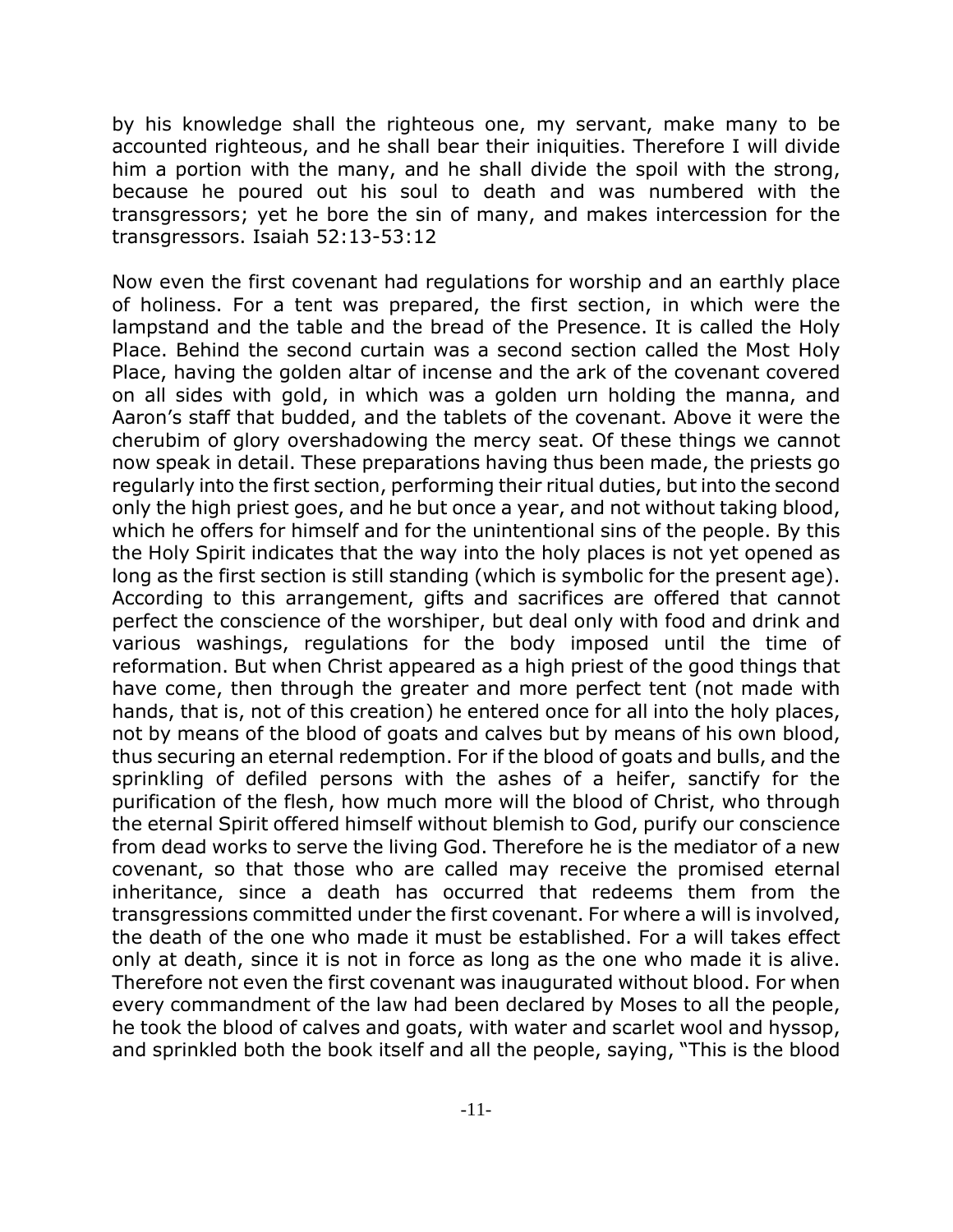by his knowledge shall the righteous one, my servant, make many to be accounted righteous, and he shall bear their iniquities. Therefore I will divide him a portion with the many, and he shall divide the spoil with the strong, because he poured out his soul to death and was numbered with the transgressors; yet he bore the sin of many, and makes intercession for the transgressors. Isaiah 52:13-53:12

Now even the first covenant had regulations for worship and an earthly place of holiness. For a tent was prepared, the first section, in which were the lampstand and the table and the bread of the Presence. It is called the Holy Place. Behind the second curtain was a second section called the Most Holy Place, having the golden altar of incense and the ark of the covenant covered on all sides with gold, in which was a golden urn holding the manna, and Aaron's staff that budded, and the tablets of the covenant. Above it were the cherubim of glory overshadowing the mercy seat. Of these things we cannot now speak in detail. These preparations having thus been made, the priests go regularly into the first section, performing their ritual duties, but into the second only the high priest goes, and he but once a year, and not without taking blood, which he offers for himself and for the unintentional sins of the people. By this the Holy Spirit indicates that the way into the holy places is not yet opened as long as the first section is still standing (which is symbolic for the present age). According to this arrangement, gifts and sacrifices are offered that cannot perfect the conscience of the worshiper, but deal only with food and drink and various washings, regulations for the body imposed until the time of reformation. But when Christ appeared as a high priest of the good things that have come, then through the greater and more perfect tent (not made with hands, that is, not of this creation) he entered once for all into the holy places, not by means of the blood of goats and calves but by means of his own blood, thus securing an eternal redemption. For if the blood of goats and bulls, and the sprinkling of defiled persons with the ashes of a heifer, sanctify for the purification of the flesh, how much more will the blood of Christ, who through the eternal Spirit offered himself without blemish to God, purify our conscience from dead works to serve the living God. Therefore he is the mediator of a new covenant, so that those who are called may receive the promised eternal inheritance, since a death has occurred that redeems them from the transgressions committed under the first covenant. For where a will is involved, the death of the one who made it must be established. For a will takes effect only at death, since it is not in force as long as the one who made it is alive. Therefore not even the first covenant was inaugurated without blood. For when every commandment of the law had been declared by Moses to all the people, he took the blood of calves and goats, with water and scarlet wool and hyssop, and sprinkled both the book itself and all the people, saying, "This is the blood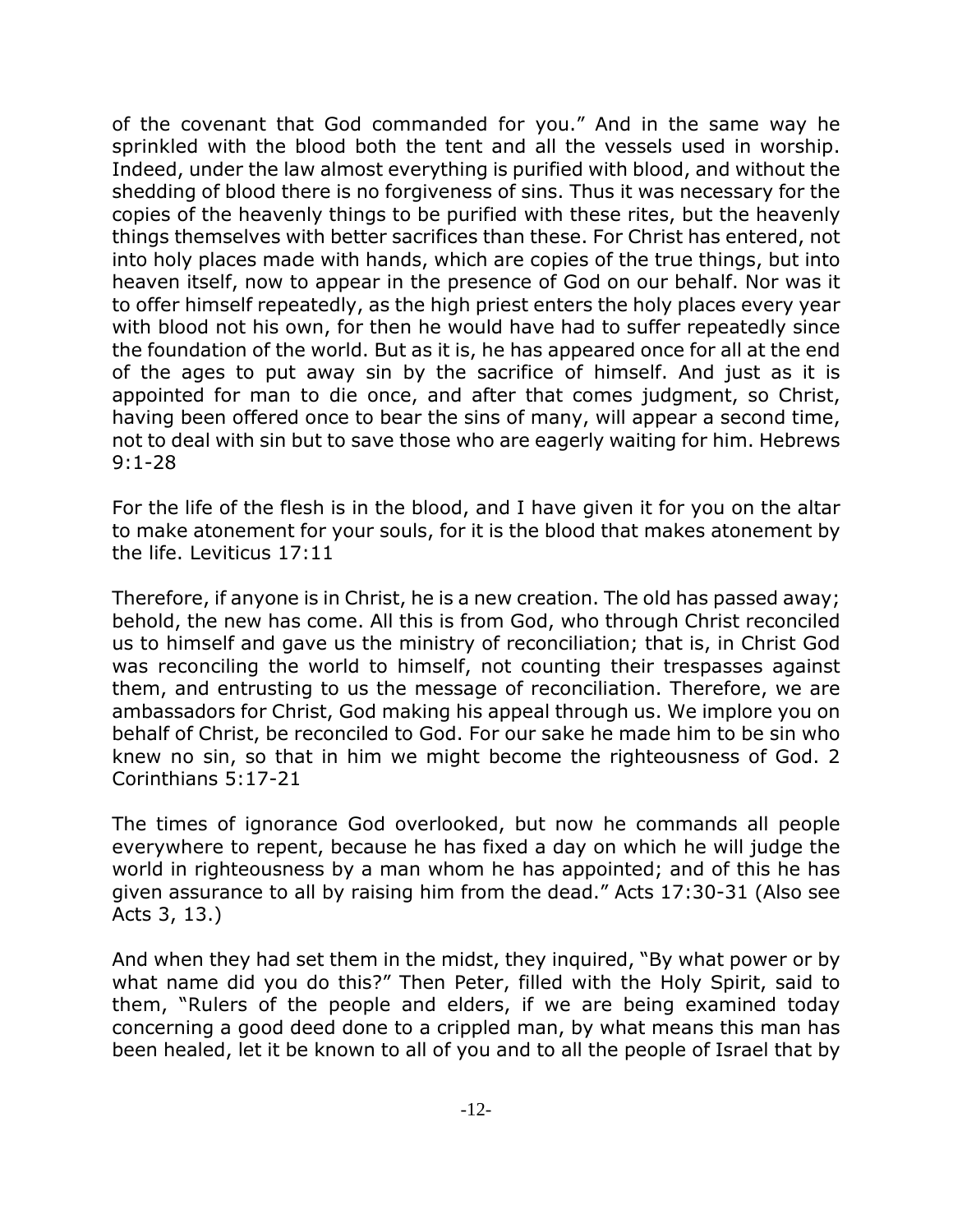of the covenant that God commanded for you." And in the same way he sprinkled with the blood both the tent and all the vessels used in worship. Indeed, under the law almost everything is purified with blood, and without the shedding of blood there is no forgiveness of sins. Thus it was necessary for the copies of the heavenly things to be purified with these rites, but the heavenly things themselves with better sacrifices than these. For Christ has entered, not into holy places made with hands, which are copies of the true things, but into heaven itself, now to appear in the presence of God on our behalf. Nor was it to offer himself repeatedly, as the high priest enters the holy places every year with blood not his own, for then he would have had to suffer repeatedly since the foundation of the world. But as it is, he has appeared once for all at the end of the ages to put away sin by the sacrifice of himself. And just as it is appointed for man to die once, and after that comes judgment, so Christ, having been offered once to bear the sins of many, will appear a second time, not to deal with sin but to save those who are eagerly waiting for him. Hebrews 9:1-28

For the life of the flesh is in the blood, and I have given it for you on the altar to make atonement for your souls, for it is the blood that makes atonement by the life. Leviticus 17:11

Therefore, if anyone is in Christ, he is a new creation. The old has passed away; behold, the new has come. All this is from God, who through Christ reconciled us to himself and gave us the ministry of reconciliation; that is, in Christ God was reconciling the world to himself, not counting their trespasses against them, and entrusting to us the message of reconciliation. Therefore, we are ambassadors for Christ, God making his appeal through us. We implore you on behalf of Christ, be reconciled to God. For our sake he made him to be sin who knew no sin, so that in him we might become the righteousness of God. 2 Corinthians 5:17-21

The times of ignorance God overlooked, but now he commands all people everywhere to repent, because he has fixed a day on which he will judge the world in righteousness by a man whom he has appointed; and of this he has given assurance to all by raising him from the dead." Acts 17:30-31 (Also see Acts 3, 13.)

And when they had set them in the midst, they inquired, "By what power or by what name did you do this?" Then Peter, filled with the Holy Spirit, said to them, "Rulers of the people and elders, if we are being examined today concerning a good deed done to a crippled man, by what means this man has been healed, let it be known to all of you and to all the people of Israel that by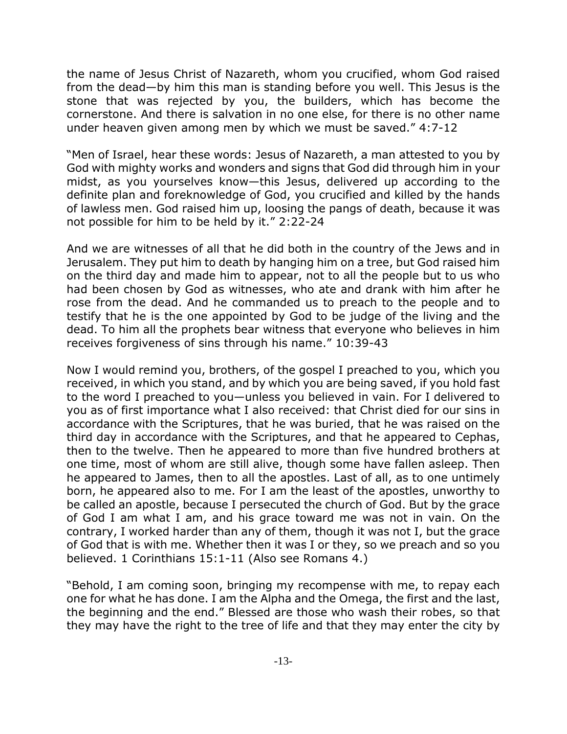the name of Jesus Christ of Nazareth, whom you crucified, whom God raised from the dead—by him this man is standing before you well. This Jesus is the stone that was rejected by you, the builders, which has become the cornerstone. And there is salvation in no one else, for there is no other name under heaven given among men by which we must be saved." 4:7-12

"Men of Israel, hear these words: Jesus of Nazareth, a man attested to you by God with mighty works and wonders and signs that God did through him in your midst, as you yourselves know—this Jesus, delivered up according to the definite plan and foreknowledge of God, you crucified and killed by the hands of lawless men. God raised him up, loosing the pangs of death, because it was not possible for him to be held by it." 2:22-24

And we are witnesses of all that he did both in the country of the Jews and in Jerusalem. They put him to death by hanging him on a tree, but God raised him on the third day and made him to appear, not to all the people but to us who had been chosen by God as witnesses, who ate and drank with him after he rose from the dead. And he commanded us to preach to the people and to testify that he is the one appointed by God to be judge of the living and the dead. To him all the prophets bear witness that everyone who believes in him receives forgiveness of sins through his name." 10:39-43

Now I would remind you, brothers, of the gospel I preached to you, which you received, in which you stand, and by which you are being saved, if you hold fast to the word I preached to you—unless you believed in vain. For I delivered to you as of first importance what I also received: that Christ died for our sins in accordance with the Scriptures, that he was buried, that he was raised on the third day in accordance with the Scriptures, and that he appeared to Cephas, then to the twelve. Then he appeared to more than five hundred brothers at one time, most of whom are still alive, though some have fallen asleep. Then he appeared to James, then to all the apostles. Last of all, as to one untimely born, he appeared also to me. For I am the least of the apostles, unworthy to be called an apostle, because I persecuted the church of God. But by the grace of God I am what I am, and his grace toward me was not in vain. On the contrary, I worked harder than any of them, though it was not I, but the grace of God that is with me. Whether then it was I or they, so we preach and so you believed. 1 Corinthians 15:1-11 (Also see Romans 4.)

"Behold, I am coming soon, bringing my recompense with me, to repay each one for what he has done. I am the Alpha and the Omega, the first and the last, the beginning and the end." Blessed are those who wash their robes, so that they may have the right to the tree of life and that they may enter the city by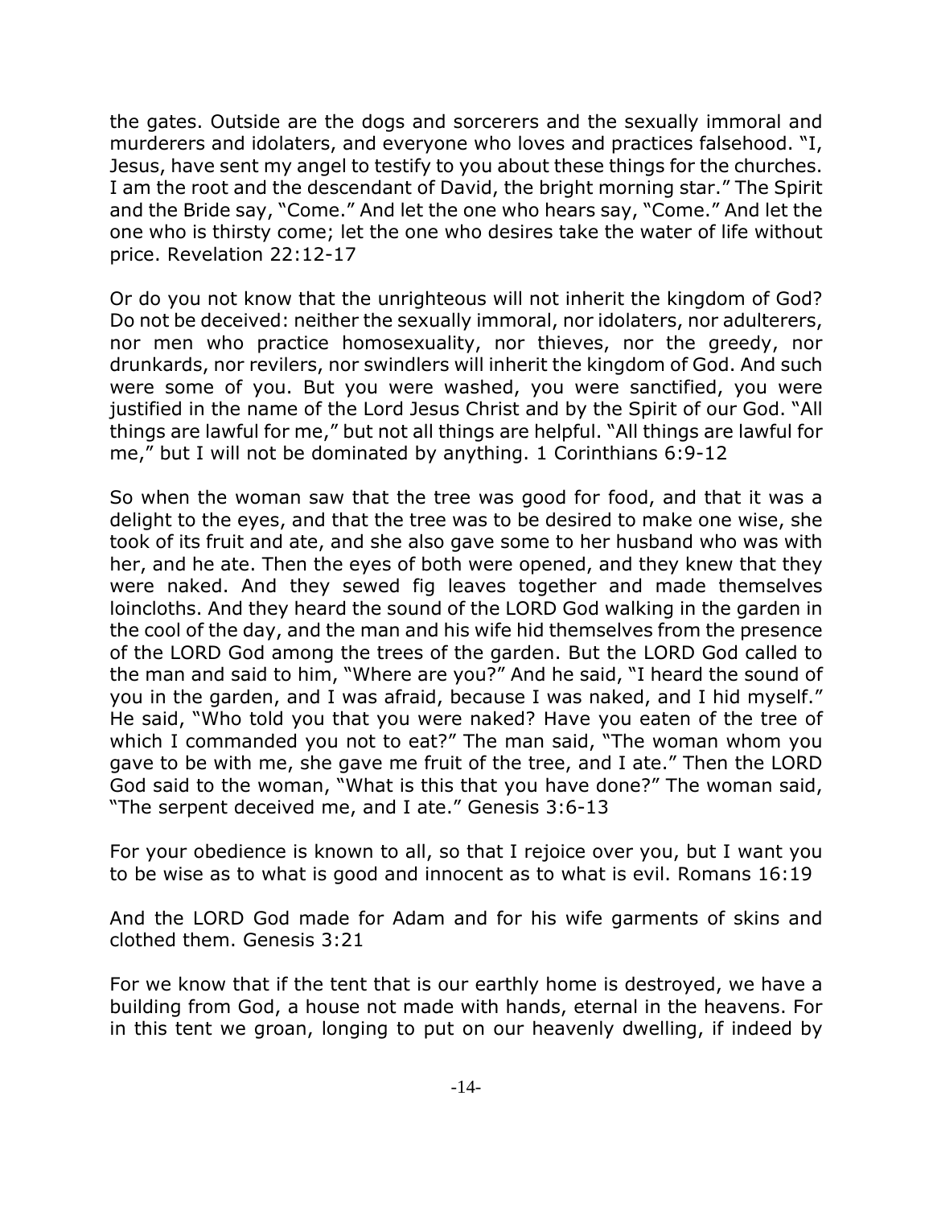the gates. Outside are the dogs and sorcerers and the sexually immoral and murderers and idolaters, and everyone who loves and practices falsehood. "I, Jesus, have sent my angel to testify to you about these things for the churches. I am the root and the descendant of David, the bright morning star." The Spirit and the Bride say, "Come." And let the one who hears say, "Come." And let the one who is thirsty come; let the one who desires take the water of life without price. Revelation 22:12-17

Or do you not know that the unrighteous will not inherit the kingdom of God? Do not be deceived: neither the sexually immoral, nor idolaters, nor adulterers, nor men who practice homosexuality, nor thieves, nor the greedy, nor drunkards, nor revilers, nor swindlers will inherit the kingdom of God. And such were some of you. But you were washed, you were sanctified, you were justified in the name of the Lord Jesus Christ and by the Spirit of our God. "All things are lawful for me," but not all things are helpful. "All things are lawful for me," but I will not be dominated by anything. 1 Corinthians 6:9-12

So when the woman saw that the tree was good for food, and that it was a delight to the eyes, and that the tree was to be desired to make one wise, she took of its fruit and ate, and she also gave some to her husband who was with her, and he ate. Then the eyes of both were opened, and they knew that they were naked. And they sewed fig leaves together and made themselves loincloths. And they heard the sound of the LORD God walking in the garden in the cool of the day, and the man and his wife hid themselves from the presence of the LORD God among the trees of the garden. But the LORD God called to the man and said to him, "Where are you?" And he said, "I heard the sound of you in the garden, and I was afraid, because I was naked, and I hid myself." He said, "Who told you that you were naked? Have you eaten of the tree of which I commanded you not to eat?" The man said, "The woman whom you gave to be with me, she gave me fruit of the tree, and I ate." Then the LORD God said to the woman, "What is this that you have done?" The woman said, "The serpent deceived me, and I ate." Genesis 3:6-13

For your obedience is known to all, so that I rejoice over you, but I want you to be wise as to what is good and innocent as to what is evil. Romans 16:19

And the LORD God made for Adam and for his wife garments of skins and clothed them. Genesis 3:21

For we know that if the tent that is our earthly home is destroyed, we have a building from God, a house not made with hands, eternal in the heavens. For in this tent we groan, longing to put on our heavenly dwelling, if indeed by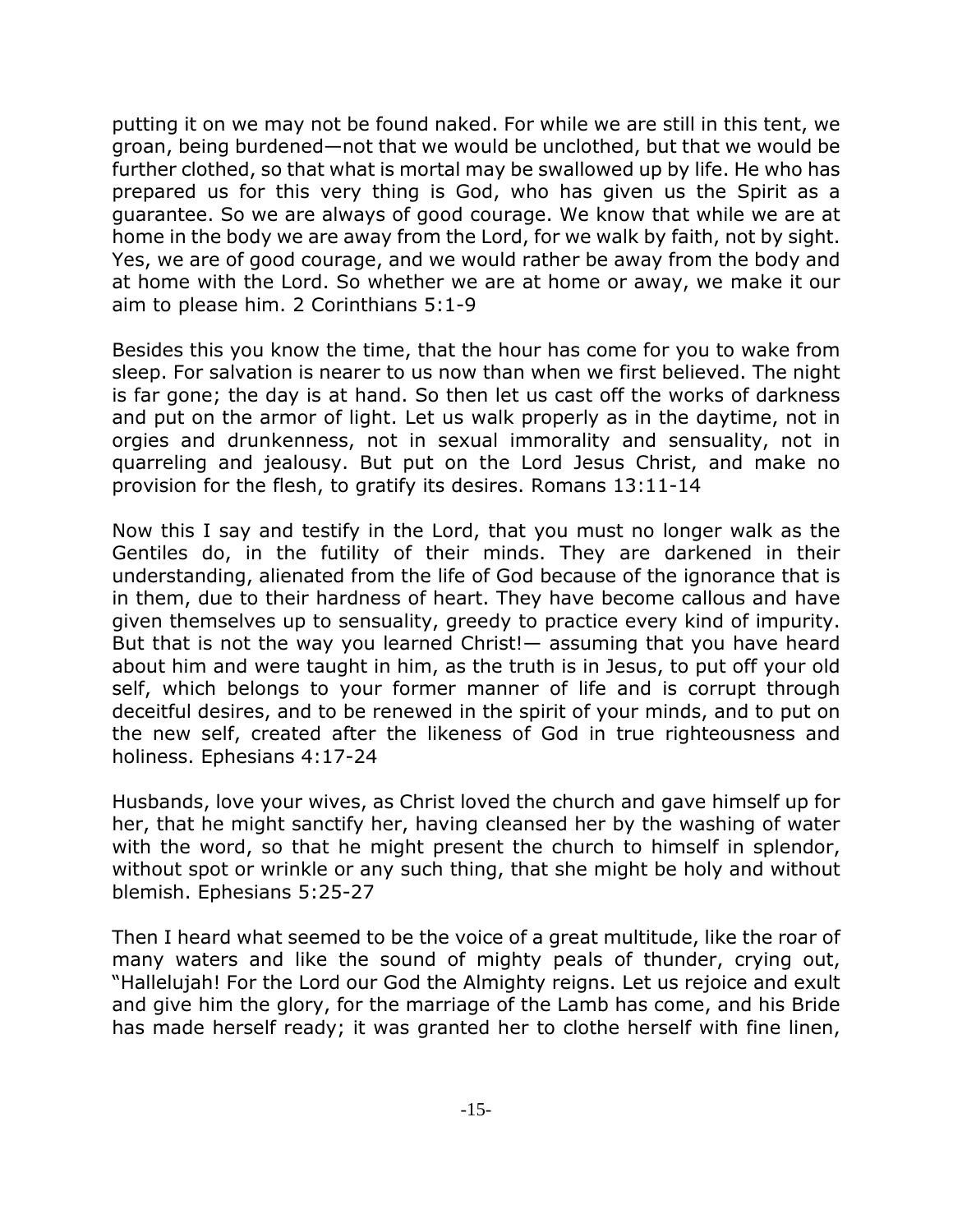putting it on we may not be found naked. For while we are still in this tent, we groan, being burdened—not that we would be unclothed, but that we would be further clothed, so that what is mortal may be swallowed up by life. He who has prepared us for this very thing is God, who has given us the Spirit as a guarantee. So we are always of good courage. We know that while we are at home in the body we are away from the Lord, for we walk by faith, not by sight. Yes, we are of good courage, and we would rather be away from the body and at home with the Lord. So whether we are at home or away, we make it our aim to please him. 2 Corinthians 5:1-9

Besides this you know the time, that the hour has come for you to wake from sleep. For salvation is nearer to us now than when we first believed. The night is far gone; the day is at hand. So then let us cast off the works of darkness and put on the armor of light. Let us walk properly as in the daytime, not in orgies and drunkenness, not in sexual immorality and sensuality, not in quarreling and jealousy. But put on the Lord Jesus Christ, and make no provision for the flesh, to gratify its desires. Romans 13:11-14

Now this I say and testify in the Lord, that you must no longer walk as the Gentiles do, in the futility of their minds. They are darkened in their understanding, alienated from the life of God because of the ignorance that is in them, due to their hardness of heart. They have become callous and have given themselves up to sensuality, greedy to practice every kind of impurity. But that is not the way you learned Christ!— assuming that you have heard about him and were taught in him, as the truth is in Jesus, to put off your old self, which belongs to your former manner of life and is corrupt through deceitful desires, and to be renewed in the spirit of your minds, and to put on the new self, created after the likeness of God in true righteousness and holiness. Ephesians 4:17-24

Husbands, love your wives, as Christ loved the church and gave himself up for her, that he might sanctify her, having cleansed her by the washing of water with the word, so that he might present the church to himself in splendor, without spot or wrinkle or any such thing, that she might be holy and without blemish. Ephesians 5:25-27

Then I heard what seemed to be the voice of a great multitude, like the roar of many waters and like the sound of mighty peals of thunder, crying out, "Hallelujah! For the Lord our God the Almighty reigns. Let us rejoice and exult and give him the glory, for the marriage of the Lamb has come, and his Bride has made herself ready; it was granted her to clothe herself with fine linen,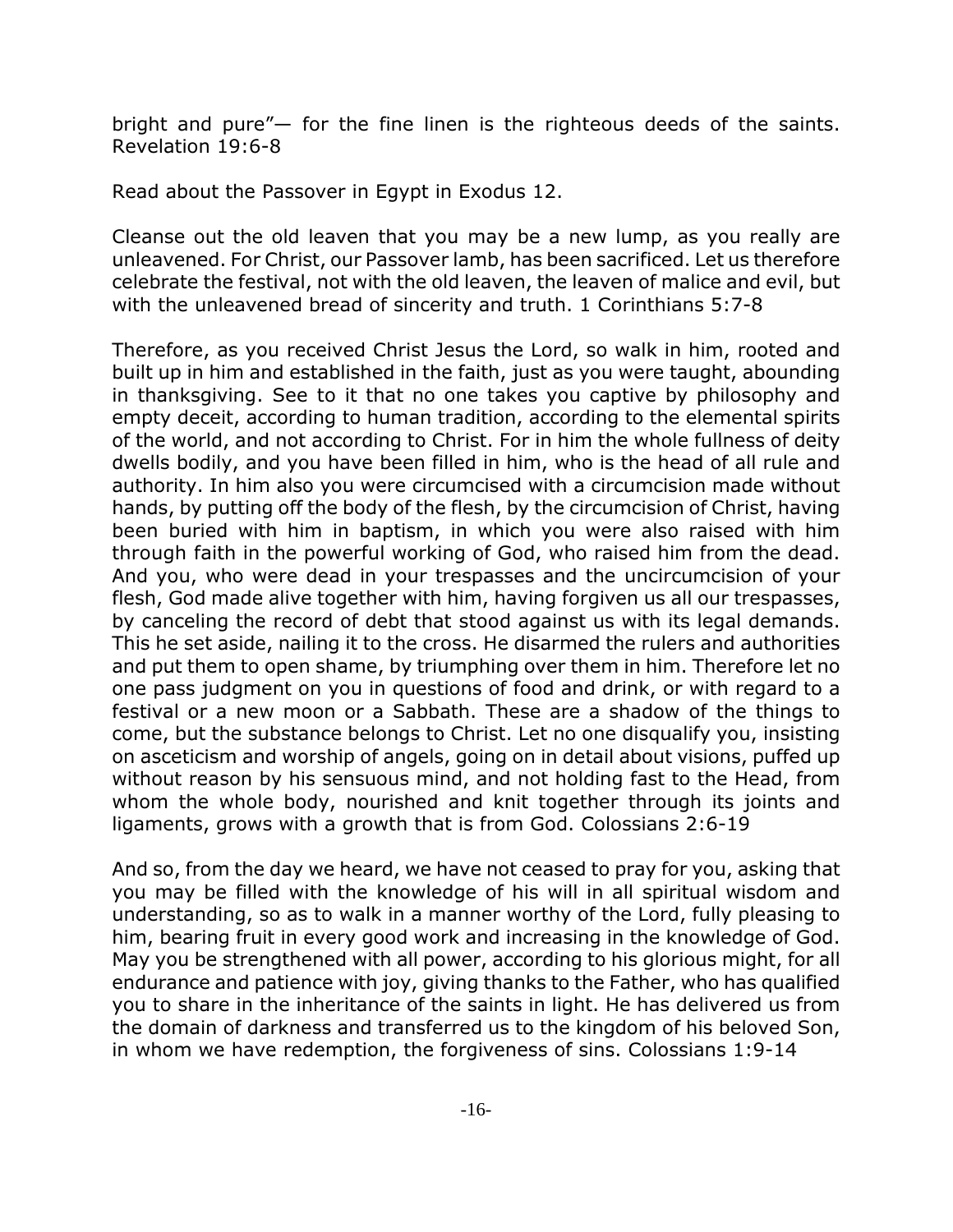bright and pure"— for the fine linen is the righteous deeds of the saints. Revelation 19:6-8

Read about the Passover in Egypt in Exodus 12.

Cleanse out the old leaven that you may be a new lump, as you really are unleavened. For Christ, our Passover lamb, has been sacrificed. Let us therefore celebrate the festival, not with the old leaven, the leaven of malice and evil, but with the unleavened bread of sincerity and truth. 1 Corinthians 5:7-8

Therefore, as you received Christ Jesus the Lord, so walk in him, rooted and built up in him and established in the faith, just as you were taught, abounding in thanksgiving. See to it that no one takes you captive by philosophy and empty deceit, according to human tradition, according to the elemental spirits of the world, and not according to Christ. For in him the whole fullness of deity dwells bodily, and you have been filled in him, who is the head of all rule and authority. In him also you were circumcised with a circumcision made without hands, by putting off the body of the flesh, by the circumcision of Christ, having been buried with him in baptism, in which you were also raised with him through faith in the powerful working of God, who raised him from the dead. And you, who were dead in your trespasses and the uncircumcision of your flesh, God made alive together with him, having forgiven us all our trespasses, by canceling the record of debt that stood against us with its legal demands. This he set aside, nailing it to the cross. He disarmed the rulers and authorities and put them to open shame, by triumphing over them in him. Therefore let no one pass judgment on you in questions of food and drink, or with regard to a festival or a new moon or a Sabbath. These are a shadow of the things to come, but the substance belongs to Christ. Let no one disqualify you, insisting on asceticism and worship of angels, going on in detail about visions, puffed up without reason by his sensuous mind, and not holding fast to the Head, from whom the whole body, nourished and knit together through its joints and ligaments, grows with a growth that is from God. Colossians 2:6-19

And so, from the day we heard, we have not ceased to pray for you, asking that you may be filled with the knowledge of his will in all spiritual wisdom and understanding, so as to walk in a manner worthy of the Lord, fully pleasing to him, bearing fruit in every good work and increasing in the knowledge of God. May you be strengthened with all power, according to his glorious might, for all endurance and patience with joy, giving thanks to the Father, who has qualified you to share in the inheritance of the saints in light. He has delivered us from the domain of darkness and transferred us to the kingdom of his beloved Son, in whom we have redemption, the forgiveness of sins. Colossians 1:9-14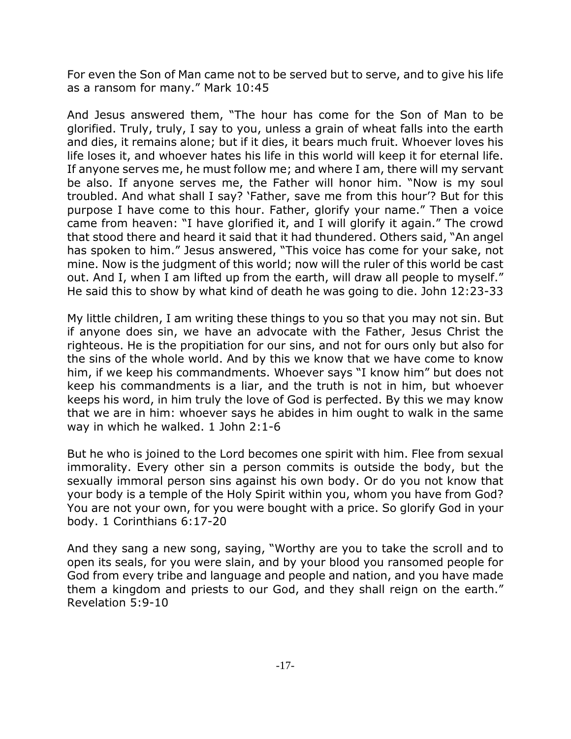For even the Son of Man came not to be served but to serve, and to give his life as a ransom for many." Mark 10:45

And Jesus answered them, "The hour has come for the Son of Man to be glorified. Truly, truly, I say to you, unless a grain of wheat falls into the earth and dies, it remains alone; but if it dies, it bears much fruit. Whoever loves his life loses it, and whoever hates his life in this world will keep it for eternal life. If anyone serves me, he must follow me; and where I am, there will my servant be also. If anyone serves me, the Father will honor him. "Now is my soul troubled. And what shall I say? 'Father, save me from this hour'? But for this purpose I have come to this hour. Father, glorify your name." Then a voice came from heaven: "I have glorified it, and I will glorify it again." The crowd that stood there and heard it said that it had thundered. Others said, "An angel has spoken to him." Jesus answered, "This voice has come for your sake, not mine. Now is the judgment of this world; now will the ruler of this world be cast out. And I, when I am lifted up from the earth, will draw all people to myself." He said this to show by what kind of death he was going to die. John 12:23-33

My little children, I am writing these things to you so that you may not sin. But if anyone does sin, we have an advocate with the Father, Jesus Christ the righteous. He is the propitiation for our sins, and not for ours only but also for the sins of the whole world. And by this we know that we have come to know him, if we keep his commandments. Whoever says "I know him" but does not keep his commandments is a liar, and the truth is not in him, but whoever keeps his word, in him truly the love of God is perfected. By this we may know that we are in him: whoever says he abides in him ought to walk in the same way in which he walked. 1 John 2:1-6

But he who is joined to the Lord becomes one spirit with him. Flee from sexual immorality. Every other sin a person commits is outside the body, but the sexually immoral person sins against his own body. Or do you not know that your body is a temple of the Holy Spirit within you, whom you have from God? You are not your own, for you were bought with a price. So glorify God in your body. 1 Corinthians 6:17-20

And they sang a new song, saying, "Worthy are you to take the scroll and to open its seals, for you were slain, and by your blood you ransomed people for God from every tribe and language and people and nation, and you have made them a kingdom and priests to our God, and they shall reign on the earth." Revelation 5:9-10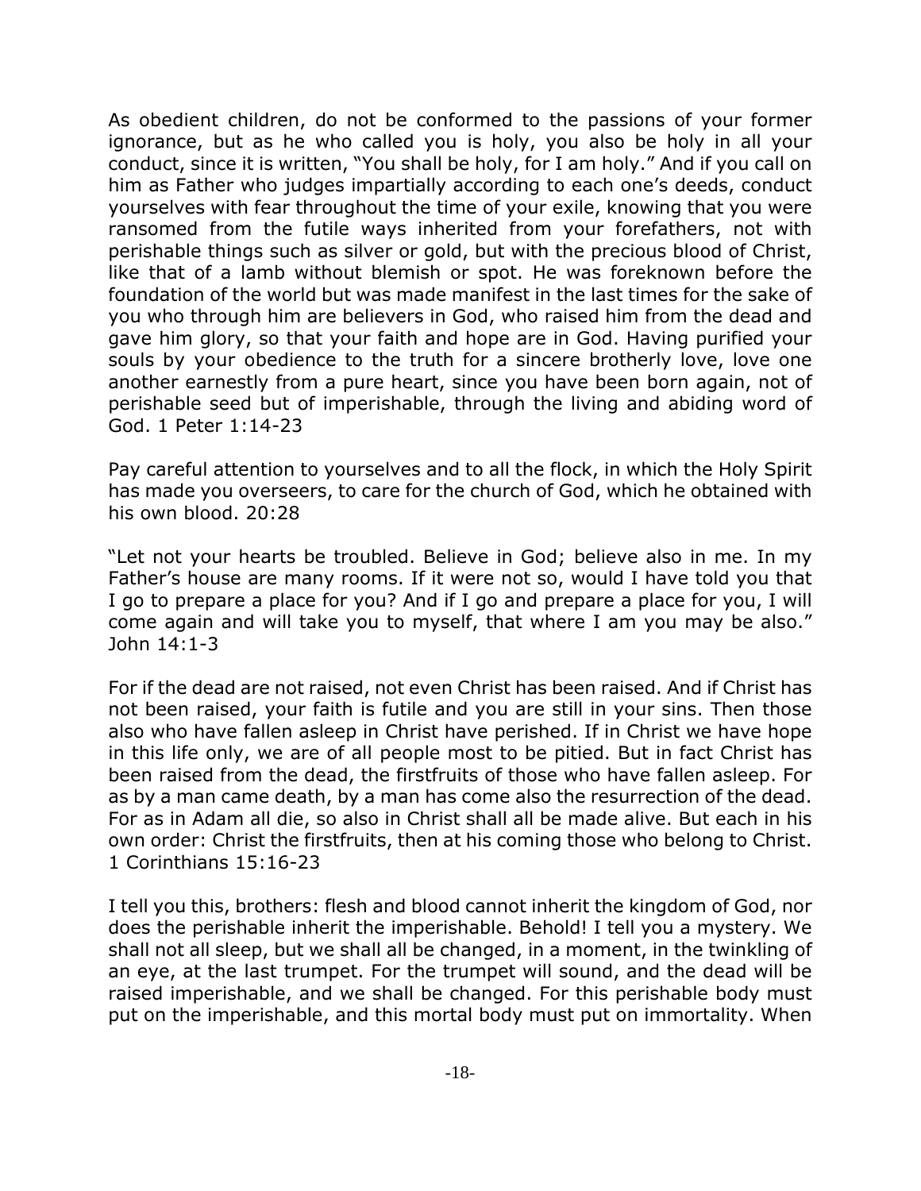As obedient children, do not be conformed to the passions of your former ignorance, but as he who called you is holy, you also be holy in all your conduct, since it is written, "You shall be holy, for I am holy." And if you call on him as Father who judges impartially according to each one's deeds, conduct yourselves with fear throughout the time of your exile, knowing that you were ransomed from the futile ways inherited from your forefathers, not with perishable things such as silver or gold, but with the precious blood of Christ, like that of a lamb without blemish or spot. He was foreknown before the foundation of the world but was made manifest in the last times for the sake of you who through him are believers in God, who raised him from the dead and gave him glory, so that your faith and hope are in God. Having purified your souls by your obedience to the truth for a sincere brotherly love, love one another earnestly from a pure heart, since you have been born again, not of perishable seed but of imperishable, through the living and abiding word of God. 1 Peter 1:14-23

Pay careful attention to yourselves and to all the flock, in which the Holy Spirit has made you overseers, to care for the church of God, which he obtained with his own blood. 20:28

"Let not your hearts be troubled. Believe in God; believe also in me. In my Father's house are many rooms. If it were not so, would I have told you that I go to prepare a place for you? And if I go and prepare a place for you, I will come again and will take you to myself, that where I am you may be also." John 14:1-3

For if the dead are not raised, not even Christ has been raised. And if Christ has not been raised, your faith is futile and you are still in your sins. Then those also who have fallen asleep in Christ have perished. If in Christ we have hope in this life only, we are of all people most to be pitied. But in fact Christ has been raised from the dead, the firstfruits of those who have fallen asleep. For as by a man came death, by a man has come also the resurrection of the dead. For as in Adam all die, so also in Christ shall all be made alive. But each in his own order: Christ the firstfruits, then at his coming those who belong to Christ. 1 Corinthians 15:16-23

I tell you this, brothers: flesh and blood cannot inherit the kingdom of God, nor does the perishable inherit the imperishable. Behold! I tell you a mystery. We shall not all sleep, but we shall all be changed, in a moment, in the twinkling of an eye, at the last trumpet. For the trumpet will sound, and the dead will be raised imperishable, and we shall be changed. For this perishable body must put on the imperishable, and this mortal body must put on immortality. When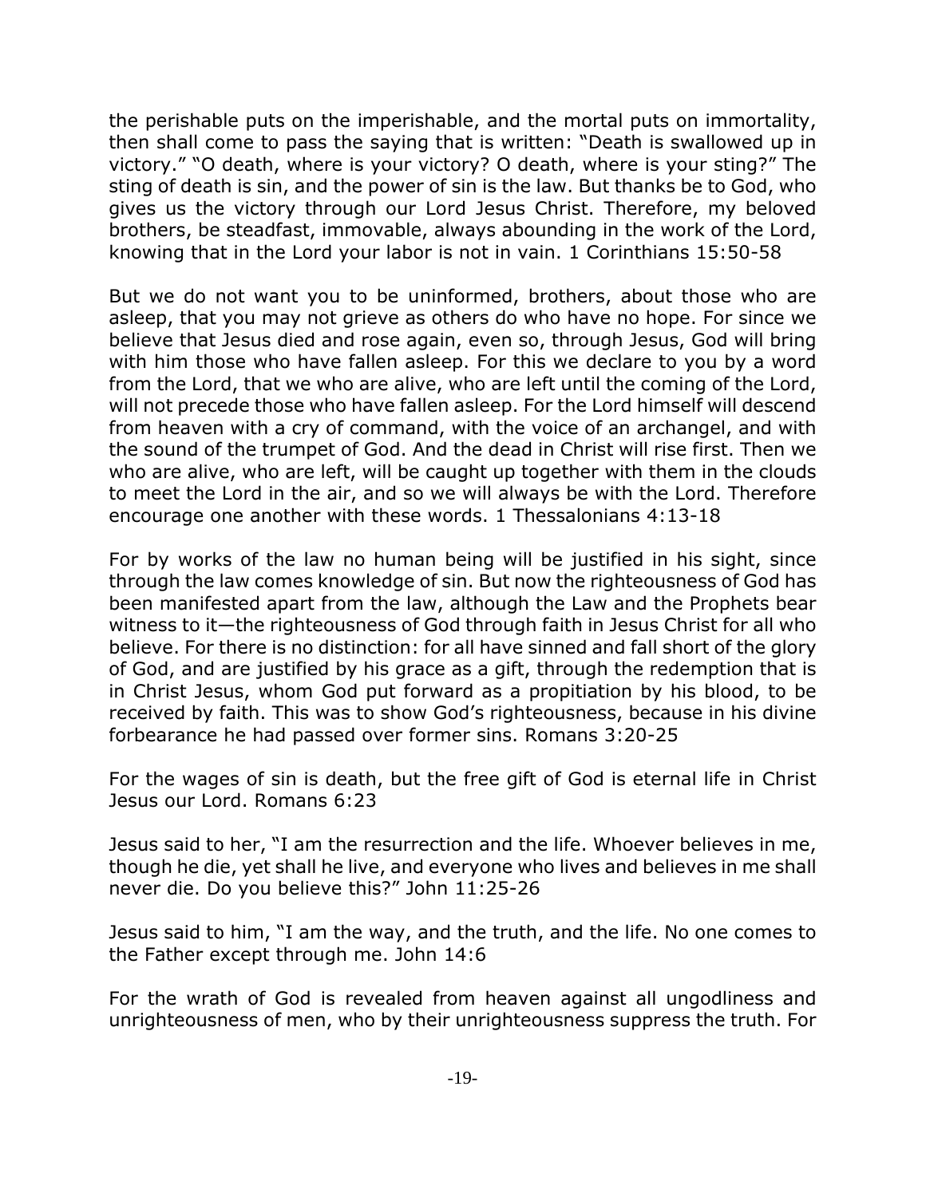the perishable puts on the imperishable, and the mortal puts on immortality, then shall come to pass the saying that is written: "Death is swallowed up in victory." "O death, where is your victory? O death, where is your sting?" The sting of death is sin, and the power of sin is the law. But thanks be to God, who gives us the victory through our Lord Jesus Christ. Therefore, my beloved brothers, be steadfast, immovable, always abounding in the work of the Lord, knowing that in the Lord your labor is not in vain. 1 Corinthians 15:50-58

But we do not want you to be uninformed, brothers, about those who are asleep, that you may not grieve as others do who have no hope. For since we believe that Jesus died and rose again, even so, through Jesus, God will bring with him those who have fallen asleep. For this we declare to you by a word from the Lord, that we who are alive, who are left until the coming of the Lord, will not precede those who have fallen asleep. For the Lord himself will descend from heaven with a cry of command, with the voice of an archangel, and with the sound of the trumpet of God. And the dead in Christ will rise first. Then we who are alive, who are left, will be caught up together with them in the clouds to meet the Lord in the air, and so we will always be with the Lord. Therefore encourage one another with these words. 1 Thessalonians 4:13-18

For by works of the law no human being will be justified in his sight, since through the law comes knowledge of sin. But now the righteousness of God has been manifested apart from the law, although the Law and the Prophets bear witness to it—the righteousness of God through faith in Jesus Christ for all who believe. For there is no distinction: for all have sinned and fall short of the glory of God, and are justified by his grace as a gift, through the redemption that is in Christ Jesus, whom God put forward as a propitiation by his blood, to be received by faith. This was to show God's righteousness, because in his divine forbearance he had passed over former sins. Romans 3:20-25

For the wages of sin is death, but the free gift of God is eternal life in Christ Jesus our Lord. Romans 6:23

Jesus said to her, "I am the resurrection and the life. Whoever believes in me, though he die, yet shall he live, and everyone who lives and believes in me shall never die. Do you believe this?" John 11:25-26

Jesus said to him, "I am the way, and the truth, and the life. No one comes to the Father except through me. John 14:6

For the wrath of God is revealed from heaven against all ungodliness and unrighteousness of men, who by their unrighteousness suppress the truth. For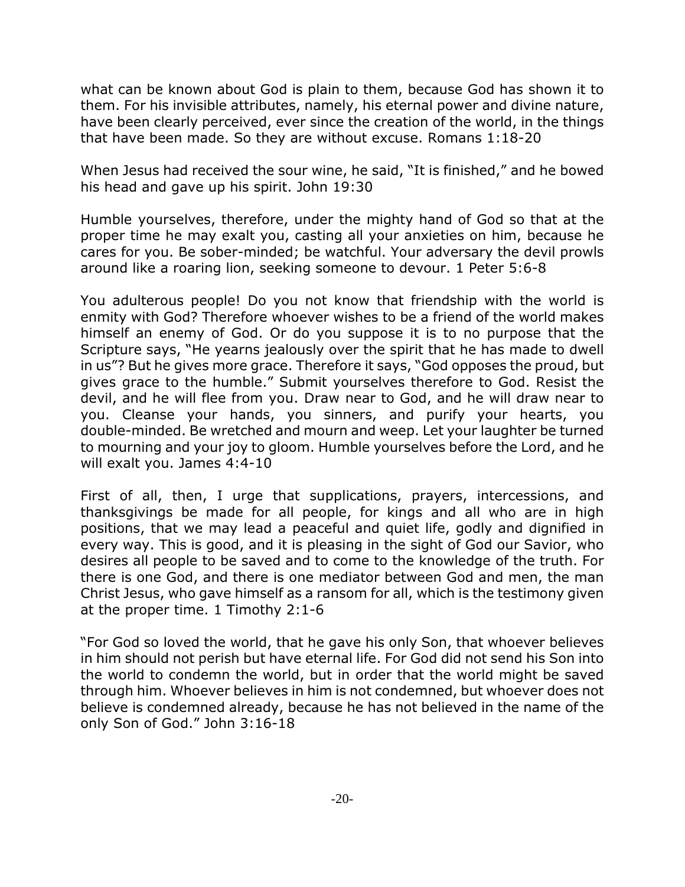what can be known about God is plain to them, because God has shown it to them. For his invisible attributes, namely, his eternal power and divine nature, have been clearly perceived, ever since the creation of the world, in the things that have been made. So they are without excuse. Romans 1:18-20

When Jesus had received the sour wine, he said, "It is finished," and he bowed his head and gave up his spirit. John 19:30

Humble yourselves, therefore, under the mighty hand of God so that at the proper time he may exalt you, casting all your anxieties on him, because he cares for you. Be sober-minded; be watchful. Your adversary the devil prowls around like a roaring lion, seeking someone to devour. 1 Peter 5:6-8

You adulterous people! Do you not know that friendship with the world is enmity with God? Therefore whoever wishes to be a friend of the world makes himself an enemy of God. Or do you suppose it is to no purpose that the Scripture says, "He yearns jealously over the spirit that he has made to dwell in us"? But he gives more grace. Therefore it says, "God opposes the proud, but gives grace to the humble." Submit yourselves therefore to God. Resist the devil, and he will flee from you. Draw near to God, and he will draw near to you. Cleanse your hands, you sinners, and purify your hearts, you double-minded. Be wretched and mourn and weep. Let your laughter be turned to mourning and your joy to gloom. Humble yourselves before the Lord, and he will exalt you. James 4:4-10

First of all, then, I urge that supplications, prayers, intercessions, and thanksgivings be made for all people, for kings and all who are in high positions, that we may lead a peaceful and quiet life, godly and dignified in every way. This is good, and it is pleasing in the sight of God our Savior, who desires all people to be saved and to come to the knowledge of the truth. For there is one God, and there is one mediator between God and men, the man Christ Jesus, who gave himself as a ransom for all, which is the testimony given at the proper time. 1 Timothy 2:1-6

"For God so loved the world, that he gave his only Son, that whoever believes in him should not perish but have eternal life. For God did not send his Son into the world to condemn the world, but in order that the world might be saved through him. Whoever believes in him is not condemned, but whoever does not believe is condemned already, because he has not believed in the name of the only Son of God." John 3:16-18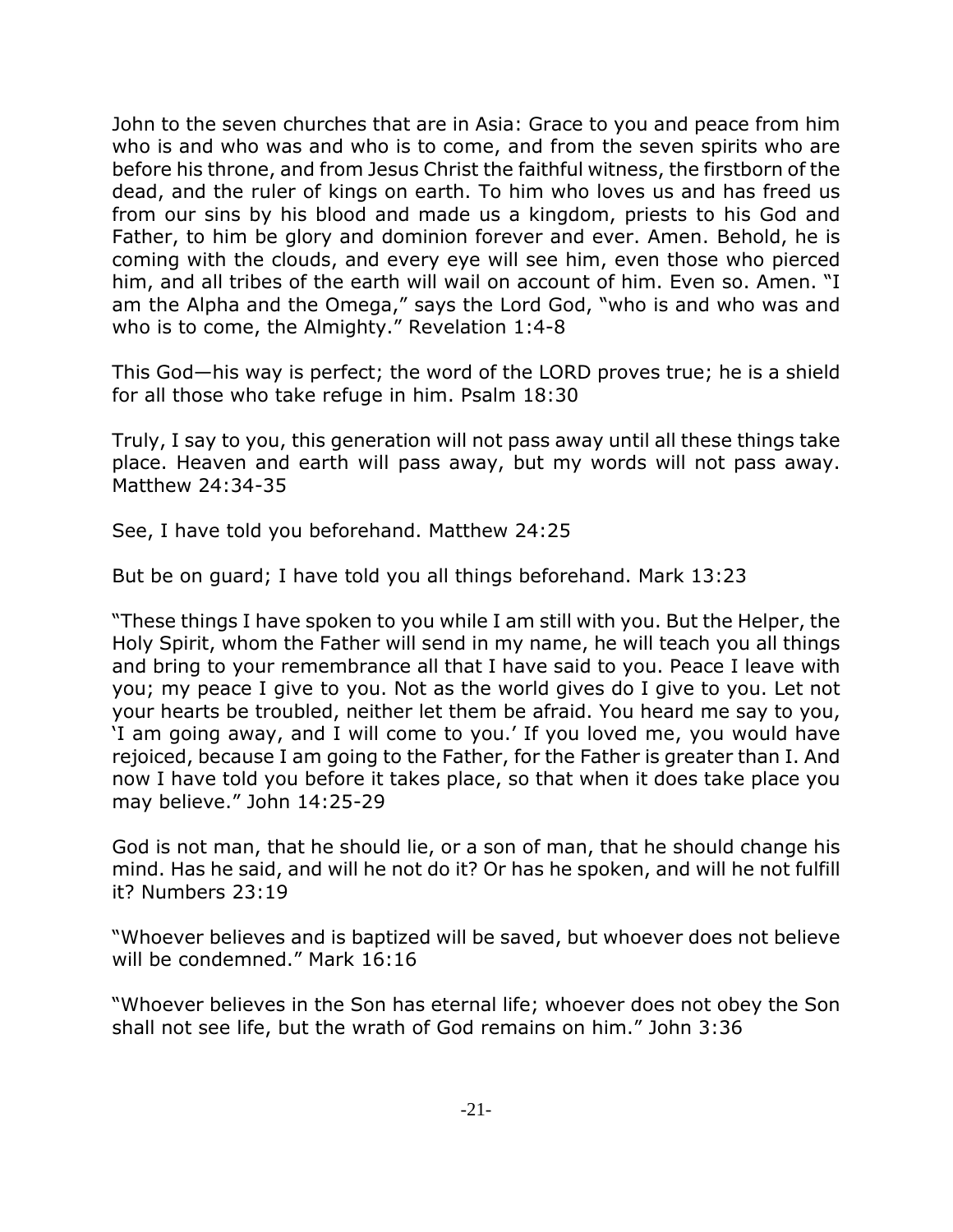John to the seven churches that are in Asia: Grace to you and peace from him who is and who was and who is to come, and from the seven spirits who are before his throne, and from Jesus Christ the faithful witness, the firstborn of the dead, and the ruler of kings on earth. To him who loves us and has freed us from our sins by his blood and made us a kingdom, priests to his God and Father, to him be glory and dominion forever and ever. Amen. Behold, he is coming with the clouds, and every eye will see him, even those who pierced him, and all tribes of the earth will wail on account of him. Even so. Amen. "I am the Alpha and the Omega," says the Lord God, "who is and who was and who is to come, the Almighty." Revelation 1:4-8

This God—his way is perfect; the word of the LORD proves true; he is a shield for all those who take refuge in him. Psalm 18:30

Truly, I say to you, this generation will not pass away until all these things take place. Heaven and earth will pass away, but my words will not pass away. Matthew 24:34-35

See, I have told you beforehand. Matthew 24:25

But be on guard; I have told you all things beforehand. Mark 13:23

"These things I have spoken to you while I am still with you. But the Helper, the Holy Spirit, whom the Father will send in my name, he will teach you all things and bring to your remembrance all that I have said to you. Peace I leave with you; my peace I give to you. Not as the world gives do I give to you. Let not your hearts be troubled, neither let them be afraid. You heard me say to you, 'I am going away, and I will come to you.' If you loved me, you would have rejoiced, because I am going to the Father, for the Father is greater than I. And now I have told you before it takes place, so that when it does take place you may believe." John 14:25-29

God is not man, that he should lie, or a son of man, that he should change his mind. Has he said, and will he not do it? Or has he spoken, and will he not fulfill it? Numbers 23:19

"Whoever believes and is baptized will be saved, but whoever does not believe will be condemned." Mark 16:16

"Whoever believes in the Son has eternal life; whoever does not obey the Son shall not see life, but the wrath of God remains on him." John 3:36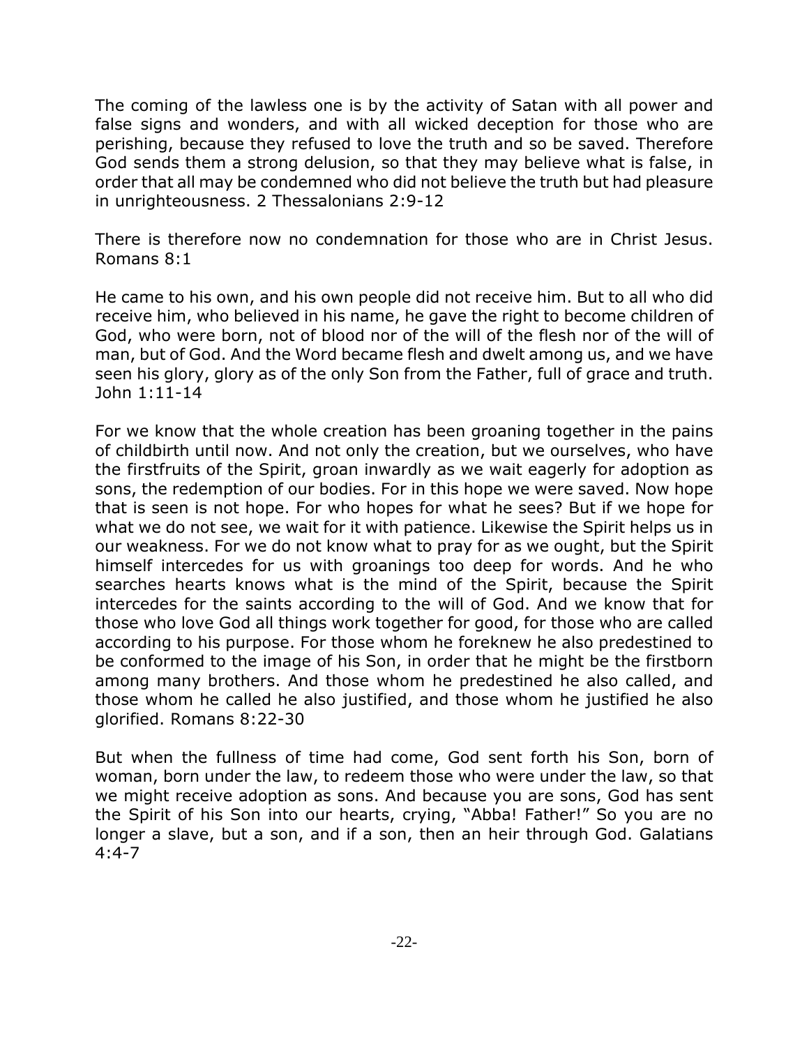The coming of the lawless one is by the activity of Satan with all power and false signs and wonders, and with all wicked deception for those who are perishing, because they refused to love the truth and so be saved. Therefore God sends them a strong delusion, so that they may believe what is false, in order that all may be condemned who did not believe the truth but had pleasure in unrighteousness. 2 Thessalonians 2:9-12

There is therefore now no condemnation for those who are in Christ Jesus. Romans 8:1

He came to his own, and his own people did not receive him. But to all who did receive him, who believed in his name, he gave the right to become children of God, who were born, not of blood nor of the will of the flesh nor of the will of man, but of God. And the Word became flesh and dwelt among us, and we have seen his glory, glory as of the only Son from the Father, full of grace and truth. John 1:11-14

For we know that the whole creation has been groaning together in the pains of childbirth until now. And not only the creation, but we ourselves, who have the firstfruits of the Spirit, groan inwardly as we wait eagerly for adoption as sons, the redemption of our bodies. For in this hope we were saved. Now hope that is seen is not hope. For who hopes for what he sees? But if we hope for what we do not see, we wait for it with patience. Likewise the Spirit helps us in our weakness. For we do not know what to pray for as we ought, but the Spirit himself intercedes for us with groanings too deep for words. And he who searches hearts knows what is the mind of the Spirit, because the Spirit intercedes for the saints according to the will of God. And we know that for those who love God all things work together for good, for those who are called according to his purpose. For those whom he foreknew he also predestined to be conformed to the image of his Son, in order that he might be the firstborn among many brothers. And those whom he predestined he also called, and those whom he called he also justified, and those whom he justified he also glorified. Romans 8:22-30

But when the fullness of time had come, God sent forth his Son, born of woman, born under the law, to redeem those who were under the law, so that we might receive adoption as sons. And because you are sons, God has sent the Spirit of his Son into our hearts, crying, "Abba! Father!" So you are no longer a slave, but a son, and if a son, then an heir through God. Galatians 4:4-7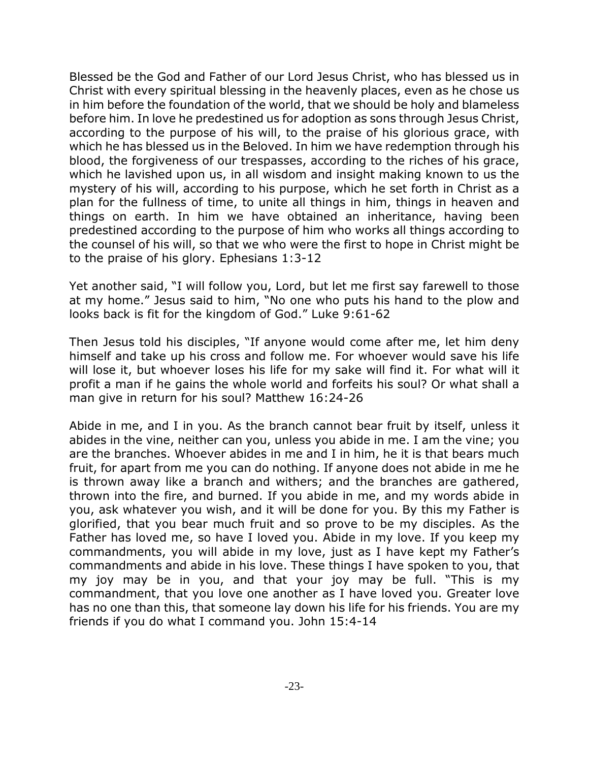Blessed be the God and Father of our Lord Jesus Christ, who has blessed us in Christ with every spiritual blessing in the heavenly places, even as he chose us in him before the foundation of the world, that we should be holy and blameless before him. In love he predestined us for adoption as sons through Jesus Christ, according to the purpose of his will, to the praise of his glorious grace, with which he has blessed us in the Beloved. In him we have redemption through his blood, the forgiveness of our trespasses, according to the riches of his grace, which he lavished upon us, in all wisdom and insight making known to us the mystery of his will, according to his purpose, which he set forth in Christ as a plan for the fullness of time, to unite all things in him, things in heaven and things on earth. In him we have obtained an inheritance, having been predestined according to the purpose of him who works all things according to the counsel of his will, so that we who were the first to hope in Christ might be to the praise of his glory. Ephesians 1:3-12

Yet another said, "I will follow you, Lord, but let me first say farewell to those at my home." Jesus said to him, "No one who puts his hand to the plow and looks back is fit for the kingdom of God." Luke 9:61-62

Then Jesus told his disciples, "If anyone would come after me, let him deny himself and take up his cross and follow me. For whoever would save his life will lose it, but whoever loses his life for my sake will find it. For what will it profit a man if he gains the whole world and forfeits his soul? Or what shall a man give in return for his soul? Matthew 16:24-26

Abide in me, and I in you. As the branch cannot bear fruit by itself, unless it abides in the vine, neither can you, unless you abide in me. I am the vine; you are the branches. Whoever abides in me and I in him, he it is that bears much fruit, for apart from me you can do nothing. If anyone does not abide in me he is thrown away like a branch and withers; and the branches are gathered, thrown into the fire, and burned. If you abide in me, and my words abide in you, ask whatever you wish, and it will be done for you. By this my Father is glorified, that you bear much fruit and so prove to be my disciples. As the Father has loved me, so have I loved you. Abide in my love. If you keep my commandments, you will abide in my love, just as I have kept my Father's commandments and abide in his love. These things I have spoken to you, that my joy may be in you, and that your joy may be full. "This is my commandment, that you love one another as I have loved you. Greater love has no one than this, that someone lay down his life for his friends. You are my friends if you do what I command you. John 15:4-14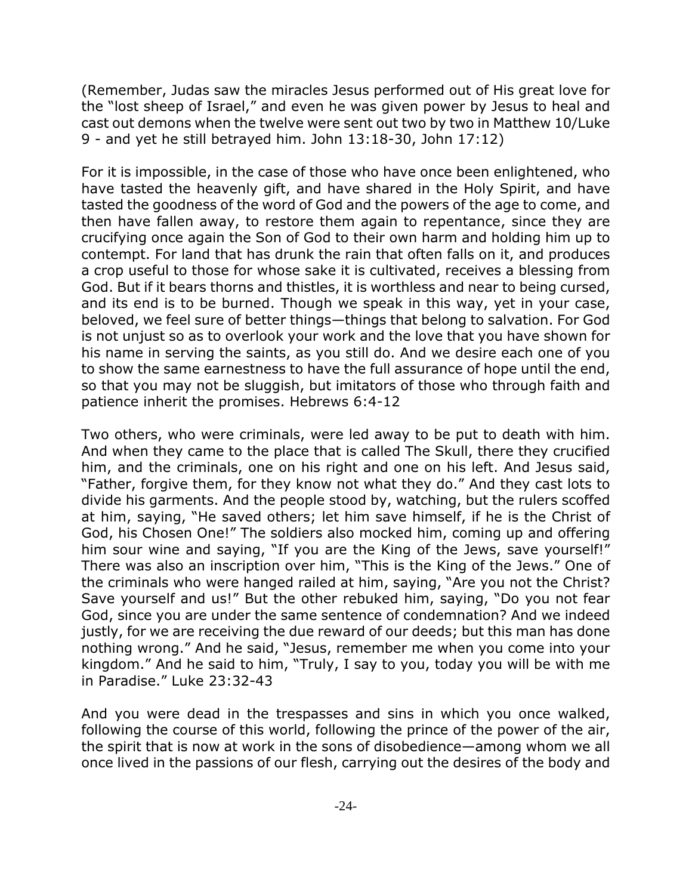(Remember, Judas saw the miracles Jesus performed out of His great love for the "lost sheep of Israel," and even he was given power by Jesus to heal and cast out demons when the twelve were sent out two by two in Matthew 10/Luke 9 - and yet he still betrayed him. John 13:18-30, John 17:12)

For it is impossible, in the case of those who have once been enlightened, who have tasted the heavenly gift, and have shared in the Holy Spirit, and have tasted the goodness of the word of God and the powers of the age to come, and then have fallen away, to restore them again to repentance, since they are crucifying once again the Son of God to their own harm and holding him up to contempt. For land that has drunk the rain that often falls on it, and produces a crop useful to those for whose sake it is cultivated, receives a blessing from God. But if it bears thorns and thistles, it is worthless and near to being cursed, and its end is to be burned. Though we speak in this way, yet in your case, beloved, we feel sure of better things—things that belong to salvation. For God is not unjust so as to overlook your work and the love that you have shown for his name in serving the saints, as you still do. And we desire each one of you to show the same earnestness to have the full assurance of hope until the end, so that you may not be sluggish, but imitators of those who through faith and patience inherit the promises. Hebrews 6:4-12

Two others, who were criminals, were led away to be put to death with him. And when they came to the place that is called The Skull, there they crucified him, and the criminals, one on his right and one on his left. And Jesus said, "Father, forgive them, for they know not what they do." And they cast lots to divide his garments. And the people stood by, watching, but the rulers scoffed at him, saying, "He saved others; let him save himself, if he is the Christ of God, his Chosen One!" The soldiers also mocked him, coming up and offering him sour wine and saying, "If you are the King of the Jews, save yourself!" There was also an inscription over him, "This is the King of the Jews." One of the criminals who were hanged railed at him, saying, "Are you not the Christ? Save yourself and us!" But the other rebuked him, saying, "Do you not fear God, since you are under the same sentence of condemnation? And we indeed justly, for we are receiving the due reward of our deeds; but this man has done nothing wrong." And he said, "Jesus, remember me when you come into your kingdom." And he said to him, "Truly, I say to you, today you will be with me in Paradise." Luke 23:32-43

And you were dead in the trespasses and sins in which you once walked, following the course of this world, following the prince of the power of the air, the spirit that is now at work in the sons of disobedience—among whom we all once lived in the passions of our flesh, carrying out the desires of the body and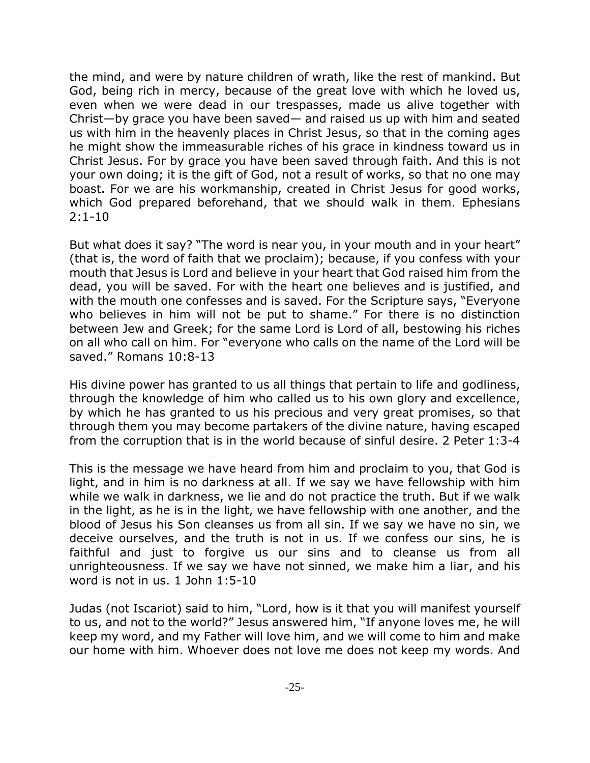the mind, and were by nature children of wrath, like the rest of mankind. But God, being rich in mercy, because of the great love with which he loved us, even when we were dead in our trespasses, made us alive together with Christ—by grace you have been saved— and raised us up with him and seated us with him in the heavenly places in Christ Jesus, so that in the coming ages he might show the immeasurable riches of his grace in kindness toward us in Christ Jesus. For by grace you have been saved through faith. And this is not your own doing; it is the gift of God, not a result of works, so that no one may boast. For we are his workmanship, created in Christ Jesus for good works, which God prepared beforehand, that we should walk in them. Ephesians 2:1-10

But what does it say? "The word is near you, in your mouth and in your heart" (that is, the word of faith that we proclaim); because, if you confess with your mouth that Jesus is Lord and believe in your heart that God raised him from the dead, you will be saved. For with the heart one believes and is justified, and with the mouth one confesses and is saved. For the Scripture says, "Everyone who believes in him will not be put to shame." For there is no distinction between Jew and Greek; for the same Lord is Lord of all, bestowing his riches on all who call on him. For "everyone who calls on the name of the Lord will be saved." Romans 10:8-13

His divine power has granted to us all things that pertain to life and godliness, through the knowledge of him who called us to his own glory and excellence, by which he has granted to us his precious and very great promises, so that through them you may become partakers of the divine nature, having escaped from the corruption that is in the world because of sinful desire. 2 Peter 1:3-4

This is the message we have heard from him and proclaim to you, that God is light, and in him is no darkness at all. If we say we have fellowship with him while we walk in darkness, we lie and do not practice the truth. But if we walk in the light, as he is in the light, we have fellowship with one another, and the blood of Jesus his Son cleanses us from all sin. If we say we have no sin, we deceive ourselves, and the truth is not in us. If we confess our sins, he is faithful and just to forgive us our sins and to cleanse us from all unrighteousness. If we say we have not sinned, we make him a liar, and his word is not in us. 1 John 1:5-10

Judas (not Iscariot) said to him, "Lord, how is it that you will manifest yourself to us, and not to the world?" Jesus answered him, "If anyone loves me, he will keep my word, and my Father will love him, and we will come to him and make our home with him. Whoever does not love me does not keep my words. And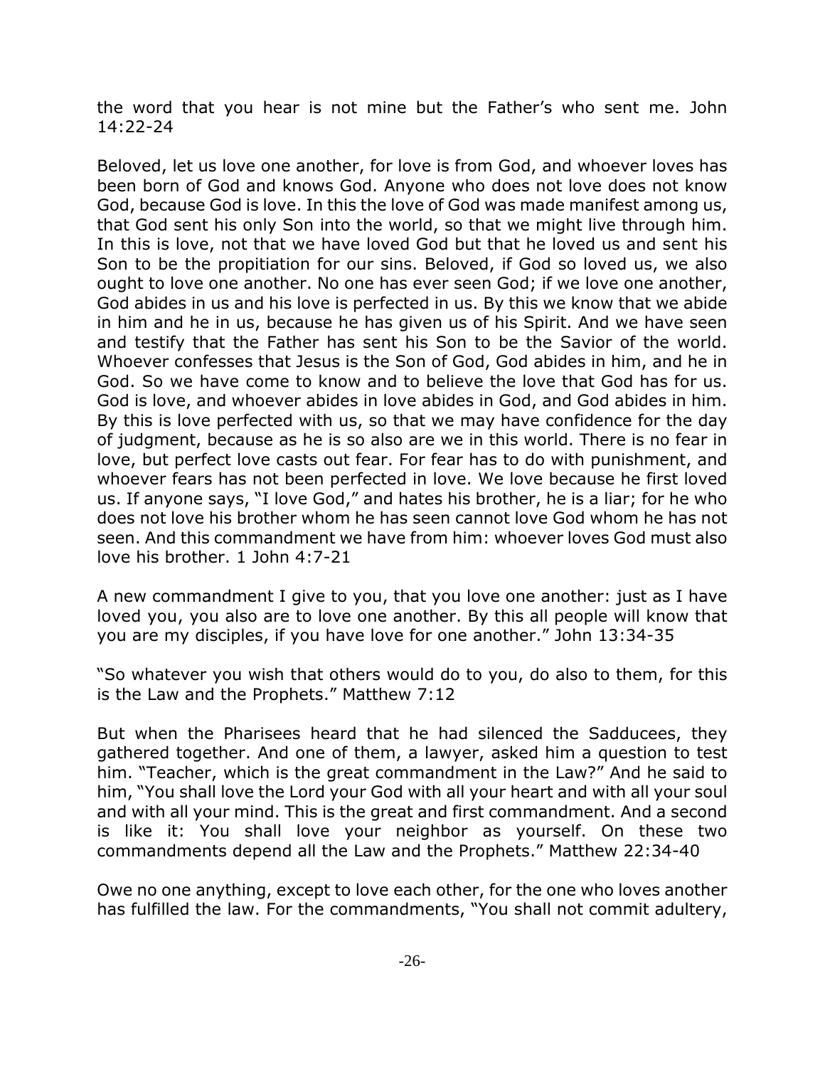the word that you hear is not mine but the Father's who sent me. John 14:22-24

Beloved, let us love one another, for love is from God, and whoever loves has been born of God and knows God. Anyone who does not love does not know God, because God is love. In this the love of God was made manifest among us, that God sent his only Son into the world, so that we might live through him. In this is love, not that we have loved God but that he loved us and sent his Son to be the propitiation for our sins. Beloved, if God so loved us, we also ought to love one another. No one has ever seen God; if we love one another, God abides in us and his love is perfected in us. By this we know that we abide in him and he in us, because he has given us of his Spirit. And we have seen and testify that the Father has sent his Son to be the Savior of the world. Whoever confesses that Jesus is the Son of God, God abides in him, and he in God. So we have come to know and to believe the love that God has for us. God is love, and whoever abides in love abides in God, and God abides in him. By this is love perfected with us, so that we may have confidence for the day of judgment, because as he is so also are we in this world. There is no fear in love, but perfect love casts out fear. For fear has to do with punishment, and whoever fears has not been perfected in love. We love because he first loved us. If anyone says, "I love God," and hates his brother, he is a liar; for he who does not love his brother whom he has seen cannot love God whom he has not seen. And this commandment we have from him: whoever loves God must also love his brother. 1 John 4:7-21

A new commandment I give to you, that you love one another: just as I have loved you, you also are to love one another. By this all people will know that you are my disciples, if you have love for one another." John 13:34-35

"So whatever you wish that others would do to you, do also to them, for this is the Law and the Prophets." Matthew 7:12

But when the Pharisees heard that he had silenced the Sadducees, they gathered together. And one of them, a lawyer, asked him a question to test him. "Teacher, which is the great commandment in the Law?" And he said to him, "You shall love the Lord your God with all your heart and with all your soul and with all your mind. This is the great and first commandment. And a second is like it: You shall love your neighbor as yourself. On these two commandments depend all the Law and the Prophets." Matthew 22:34-40

Owe no one anything, except to love each other, for the one who loves another has fulfilled the law. For the commandments, "You shall not commit adultery,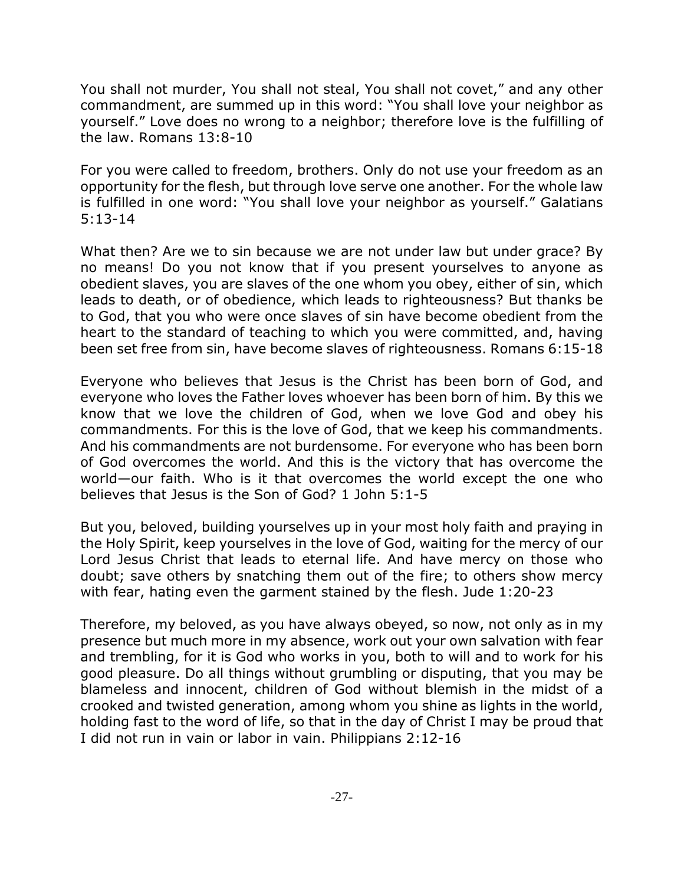You shall not murder, You shall not steal, You shall not covet," and any other commandment, are summed up in this word: "You shall love your neighbor as yourself." Love does no wrong to a neighbor; therefore love is the fulfilling of the law. Romans 13:8-10

For you were called to freedom, brothers. Only do not use your freedom as an opportunity for the flesh, but through love serve one another. For the whole law is fulfilled in one word: "You shall love your neighbor as yourself." Galatians 5:13-14

What then? Are we to sin because we are not under law but under grace? By no means! Do you not know that if you present yourselves to anyone as obedient slaves, you are slaves of the one whom you obey, either of sin, which leads to death, or of obedience, which leads to righteousness? But thanks be to God, that you who were once slaves of sin have become obedient from the heart to the standard of teaching to which you were committed, and, having been set free from sin, have become slaves of righteousness. Romans 6:15-18

Everyone who believes that Jesus is the Christ has been born of God, and everyone who loves the Father loves whoever has been born of him. By this we know that we love the children of God, when we love God and obey his commandments. For this is the love of God, that we keep his commandments. And his commandments are not burdensome. For everyone who has been born of God overcomes the world. And this is the victory that has overcome the world—our faith. Who is it that overcomes the world except the one who believes that Jesus is the Son of God? 1 John 5:1-5

But you, beloved, building yourselves up in your most holy faith and praying in the Holy Spirit, keep yourselves in the love of God, waiting for the mercy of our Lord Jesus Christ that leads to eternal life. And have mercy on those who doubt; save others by snatching them out of the fire; to others show mercy with fear, hating even the garment stained by the flesh. Jude 1:20-23

Therefore, my beloved, as you have always obeyed, so now, not only as in my presence but much more in my absence, work out your own salvation with fear and trembling, for it is God who works in you, both to will and to work for his good pleasure. Do all things without grumbling or disputing, that you may be blameless and innocent, children of God without blemish in the midst of a crooked and twisted generation, among whom you shine as lights in the world, holding fast to the word of life, so that in the day of Christ I may be proud that I did not run in vain or labor in vain. Philippians 2:12-16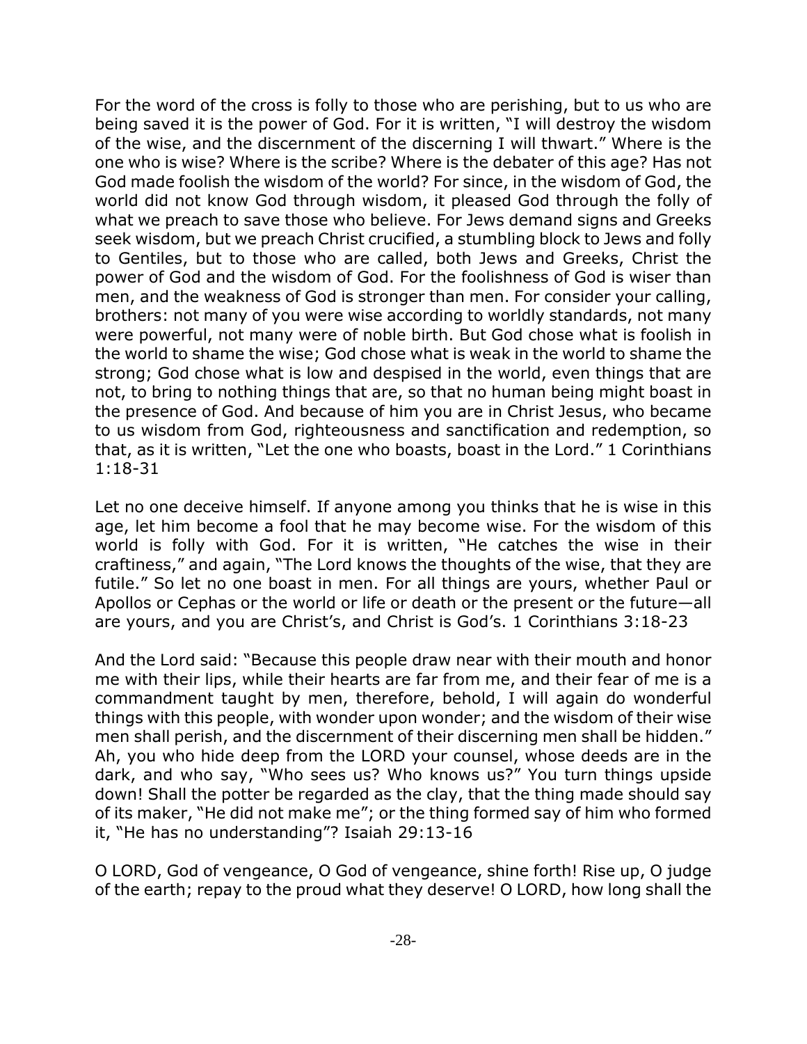For the word of the cross is folly to those who are perishing, but to us who are being saved it is the power of God. For it is written, "I will destroy the wisdom of the wise, and the discernment of the discerning I will thwart." Where is the one who is wise? Where is the scribe? Where is the debater of this age? Has not God made foolish the wisdom of the world? For since, in the wisdom of God, the world did not know God through wisdom, it pleased God through the folly of what we preach to save those who believe. For Jews demand signs and Greeks seek wisdom, but we preach Christ crucified, a stumbling block to Jews and folly to Gentiles, but to those who are called, both Jews and Greeks, Christ the power of God and the wisdom of God. For the foolishness of God is wiser than men, and the weakness of God is stronger than men. For consider your calling, brothers: not many of you were wise according to worldly standards, not many were powerful, not many were of noble birth. But God chose what is foolish in the world to shame the wise; God chose what is weak in the world to shame the strong; God chose what is low and despised in the world, even things that are not, to bring to nothing things that are, so that no human being might boast in the presence of God. And because of him you are in Christ Jesus, who became to us wisdom from God, righteousness and sanctification and redemption, so that, as it is written, "Let the one who boasts, boast in the Lord." 1 Corinthians 1:18-31

Let no one deceive himself. If anyone among you thinks that he is wise in this age, let him become a fool that he may become wise. For the wisdom of this world is folly with God. For it is written, "He catches the wise in their craftiness," and again, "The Lord knows the thoughts of the wise, that they are futile." So let no one boast in men. For all things are yours, whether Paul or Apollos or Cephas or the world or life or death or the present or the future—all are yours, and you are Christ's, and Christ is God's. 1 Corinthians 3:18-23

And the Lord said: "Because this people draw near with their mouth and honor me with their lips, while their hearts are far from me, and their fear of me is a commandment taught by men, therefore, behold, I will again do wonderful things with this people, with wonder upon wonder; and the wisdom of their wise men shall perish, and the discernment of their discerning men shall be hidden." Ah, you who hide deep from the LORD your counsel, whose deeds are in the dark, and who say, "Who sees us? Who knows us?" You turn things upside down! Shall the potter be regarded as the clay, that the thing made should say of its maker, "He did not make me"; or the thing formed say of him who formed it, "He has no understanding"? Isaiah 29:13-16

O LORD, God of vengeance, O God of vengeance, shine forth! Rise up, O judge of the earth; repay to the proud what they deserve! O LORD, how long shall the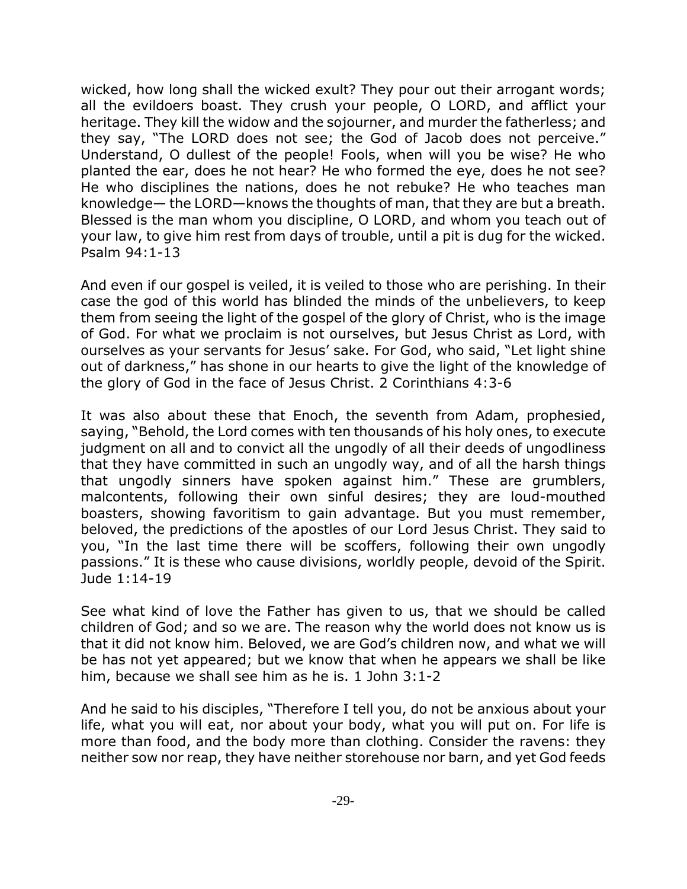wicked, how long shall the wicked exult? They pour out their arrogant words; all the evildoers boast. They crush your people, O LORD, and afflict your heritage. They kill the widow and the sojourner, and murder the fatherless; and they say, "The LORD does not see; the God of Jacob does not perceive." Understand, O dullest of the people! Fools, when will you be wise? He who planted the ear, does he not hear? He who formed the eye, does he not see? He who disciplines the nations, does he not rebuke? He who teaches man knowledge— the LORD—knows the thoughts of man, that they are but a breath. Blessed is the man whom you discipline, O LORD, and whom you teach out of your law, to give him rest from days of trouble, until a pit is dug for the wicked. Psalm 94:1-13

And even if our gospel is veiled, it is veiled to those who are perishing. In their case the god of this world has blinded the minds of the unbelievers, to keep them from seeing the light of the gospel of the glory of Christ, who is the image of God. For what we proclaim is not ourselves, but Jesus Christ as Lord, with ourselves as your servants for Jesus' sake. For God, who said, "Let light shine out of darkness," has shone in our hearts to give the light of the knowledge of the glory of God in the face of Jesus Christ. 2 Corinthians 4:3-6

It was also about these that Enoch, the seventh from Adam, prophesied, saying, "Behold, the Lord comes with ten thousands of his holy ones, to execute judgment on all and to convict all the ungodly of all their deeds of ungodliness that they have committed in such an ungodly way, and of all the harsh things that ungodly sinners have spoken against him." These are grumblers, malcontents, following their own sinful desires; they are loud-mouthed boasters, showing favoritism to gain advantage. But you must remember, beloved, the predictions of the apostles of our Lord Jesus Christ. They said to you, "In the last time there will be scoffers, following their own ungodly passions." It is these who cause divisions, worldly people, devoid of the Spirit. Jude 1:14-19

See what kind of love the Father has given to us, that we should be called children of God; and so we are. The reason why the world does not know us is that it did not know him. Beloved, we are God's children now, and what we will be has not yet appeared; but we know that when he appears we shall be like him, because we shall see him as he is. 1 John 3:1-2

And he said to his disciples, "Therefore I tell you, do not be anxious about your life, what you will eat, nor about your body, what you will put on. For life is more than food, and the body more than clothing. Consider the ravens: they neither sow nor reap, they have neither storehouse nor barn, and yet God feeds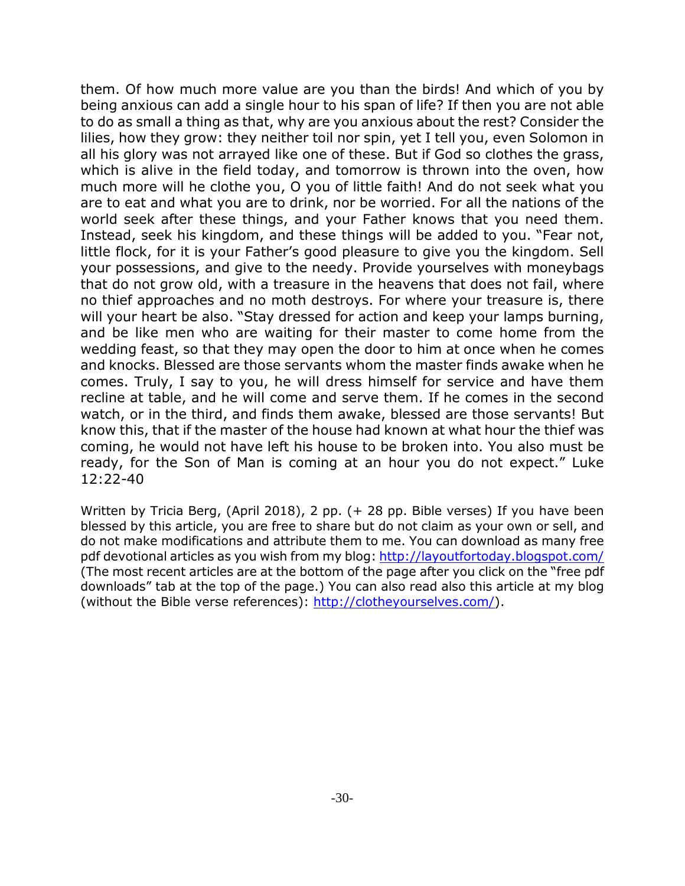them. Of how much more value are you than the birds! And which of you by being anxious can add a single hour to his span of life? If then you are not able to do as small a thing as that, why are you anxious about the rest? Consider the lilies, how they grow: they neither toil nor spin, yet I tell you, even Solomon in all his glory was not arrayed like one of these. But if God so clothes the grass, which is alive in the field today, and tomorrow is thrown into the oven, how much more will he clothe you, O you of little faith! And do not seek what you are to eat and what you are to drink, nor be worried. For all the nations of the world seek after these things, and your Father knows that you need them. Instead, seek his kingdom, and these things will be added to you. "Fear not, little flock, for it is your Father's good pleasure to give you the kingdom. Sell your possessions, and give to the needy. Provide yourselves with moneybags that do not grow old, with a treasure in the heavens that does not fail, where no thief approaches and no moth destroys. For where your treasure is, there will your heart be also. "Stay dressed for action and keep your lamps burning, and be like men who are waiting for their master to come home from the wedding feast, so that they may open the door to him at once when he comes and knocks. Blessed are those servants whom the master finds awake when he comes. Truly, I say to you, he will dress himself for service and have them recline at table, and he will come and serve them. If he comes in the second watch, or in the third, and finds them awake, blessed are those servants! But know this, that if the master of the house had known at what hour the thief was coming, he would not have left his house to be broken into. You also must be ready, for the Son of Man is coming at an hour you do not expect." Luke 12:22-40

Written by Tricia Berg, (April 2018), 2 pp. (+ 28 pp. Bible verses) If you have been blessed by this article, you are free to share but do not claim as your own or sell, and do not make modifications and attribute them to me. You can download as many free pdf devotional articles as you wish from my blog: http://layoutfortoday.blogspot.com/ (The most recent articles are at the bottom of the page after you click on the "free pdf downloads" tab at the top of the page.) You can also read also this article at my blog (without the Bible verse references): http://clotheyourselves.com/).